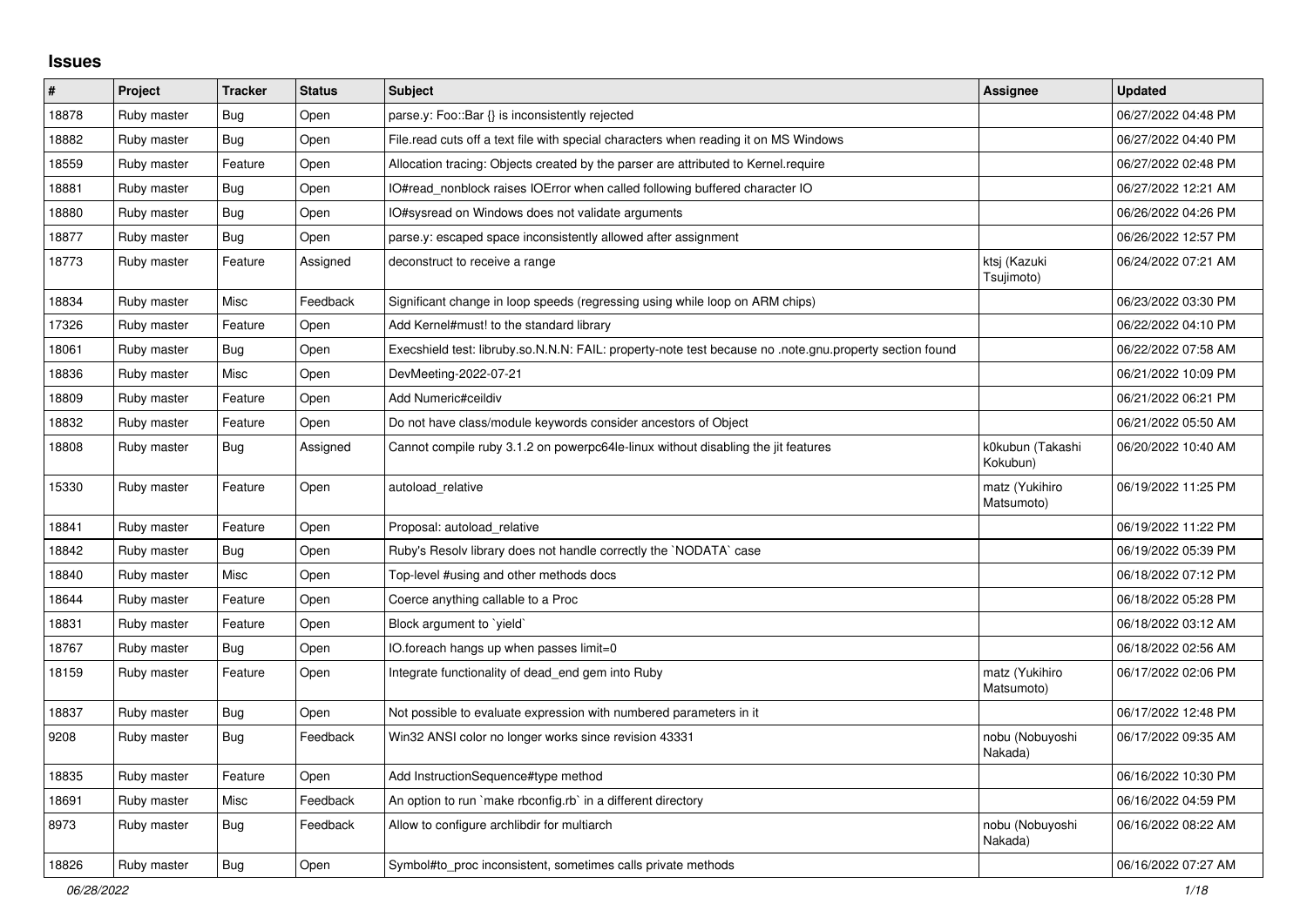## Issues

| # | Project | Tracker | Status | Subject | Assignee | Updated |
|---|---|---|---|---|---|---|
| 18878 | Ruby master | Bug | Open | parse.y: Foo::Bar {} is inconsistently rejected | | 06/27/2022 04:48 PM |
| 18882 | Ruby master | Bug | Open | File.read cuts off a text file with special characters when reading it on MS Windows | | 06/27/2022 04:40 PM |
| 18559 | Ruby master | Feature | Open | Allocation tracing: Objects created by the parser are attributed to Kernel.require | | 06/27/2022 02:48 PM |
| 18881 | Ruby master | Bug | Open | IO#read_nonblock raises IOError when called following buffered character IO | | 06/27/2022 12:21 AM |
| 18880 | Ruby master | Bug | Open | IO#sysread on Windows does not validate arguments | | 06/26/2022 04:26 PM |
| 18877 | Ruby master | Bug | Open | parse.y: escaped space inconsistently allowed after assignment | | 06/26/2022 12:57 PM |
| 18773 | Ruby master | Feature | Assigned | deconstruct to receive a range | ktsj (Kazuki Tsujimoto) | 06/24/2022 07:21 AM |
| 18834 | Ruby master | Misc | Feedback | Significant change in loop speeds (regressing using while loop on ARM chips) | | 06/23/2022 03:30 PM |
| 17326 | Ruby master | Feature | Open | Add Kernel#must! to the standard library | | 06/22/2022 04:10 PM |
| 18061 | Ruby master | Bug | Open | Execshield test: libruby.so.N.N.N: FAIL: property-note test because no .note.gnu.property section found | | 06/22/2022 07:58 AM |
| 18836 | Ruby master | Misc | Open | DevMeeting-2022-07-21 | | 06/21/2022 10:09 PM |
| 18809 | Ruby master | Feature | Open | Add Numeric#ceildiv | | 06/21/2022 06:21 PM |
| 18832 | Ruby master | Feature | Open | Do not have class/module keywords consider ancestors of Object | | 06/21/2022 05:50 AM |
| 18808 | Ruby master | Bug | Assigned | Cannot compile ruby 3.1.2 on powerpc64le-linux without disabling the jit features | k0kubun (Takashi Kokubun) | 06/20/2022 10:40 AM |
| 15330 | Ruby master | Feature | Open | autoload_relative | matz (Yukihiro Matsumoto) | 06/19/2022 11:25 PM |
| 18841 | Ruby master | Feature | Open | Proposal: autoload_relative | | 06/19/2022 11:22 PM |
| 18842 | Ruby master | Bug | Open | Ruby's Resolv library does not handle correctly the `NODATA` case | | 06/19/2022 05:39 PM |
| 18840 | Ruby master | Misc | Open | Top-level #using and other methods docs | | 06/18/2022 07:12 PM |
| 18644 | Ruby master | Feature | Open | Coerce anything callable to a Proc | | 06/18/2022 05:28 PM |
| 18831 | Ruby master | Feature | Open | Block argument to `yield` | | 06/18/2022 03:12 AM |
| 18767 | Ruby master | Bug | Open | IO.foreach hangs up when passes limit=0 | | 06/18/2022 02:56 AM |
| 18159 | Ruby master | Feature | Open | Integrate functionality of dead_end gem into Ruby | matz (Yukihiro Matsumoto) | 06/17/2022 02:06 PM |
| 18837 | Ruby master | Bug | Open | Not possible to evaluate expression with numbered parameters in it | | 06/17/2022 12:48 PM |
| 9208 | Ruby master | Bug | Feedback | Win32 ANSI color no longer works since revision 43331 | nobu (Nobuyoshi Nakada) | 06/17/2022 09:35 AM |
| 18835 | Ruby master | Feature | Open | Add InstructionSequence#type method | | 06/16/2022 10:30 PM |
| 18691 | Ruby master | Misc | Feedback | An option to run `make rbconfig.rb` in a different directory | | 06/16/2022 04:59 PM |
| 8973 | Ruby master | Bug | Feedback | Allow to configure archlibdir for multiarch | nobu (Nobuyoshi Nakada) | 06/16/2022 08:22 AM |
| 18826 | Ruby master | Bug | Open | Symbol#to_proc inconsistent, sometimes calls private methods | | 06/16/2022 07:27 AM |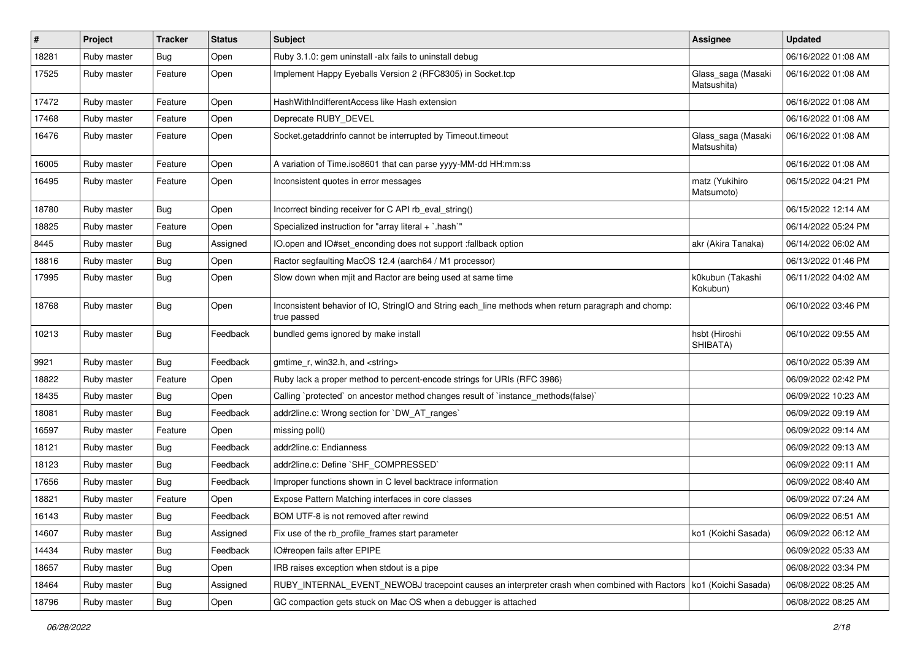| # | Project | Tracker | Status | Subject | Assignee | Updated |
|---|---|---|---|---|---|---|
| 18281 | Ruby master | Bug | Open | Ruby 3.1.0: gem uninstall -alx fails to uninstall debug | | 06/16/2022 01:08 AM |
| 17525 | Ruby master | Feature | Open | Implement Happy Eyeballs Version 2 (RFC8305) in Socket.tcp | Glass_saga (Masaki Matsushita) | 06/16/2022 01:08 AM |
| 17472 | Ruby master | Feature | Open | HashWithIndifferentAccess like Hash extension | | 06/16/2022 01:08 AM |
| 17468 | Ruby master | Feature | Open | Deprecate RUBY_DEVEL | | 06/16/2022 01:08 AM |
| 16476 | Ruby master | Feature | Open | Socket.getaddrinfo cannot be interrupted by Timeout.timeout | Glass_saga (Masaki Matsushita) | 06/16/2022 01:08 AM |
| 16005 | Ruby master | Feature | Open | A variation of Time.iso8601 that can parse yyyy-MM-dd HH:mm:ss | | 06/16/2022 01:08 AM |
| 16495 | Ruby master | Feature | Open | Inconsistent quotes in error messages | matz (Yukihiro Matsumoto) | 06/15/2022 04:21 PM |
| 18780 | Ruby master | Bug | Open | Incorrect binding receiver for C API rb_eval_string() | | 06/15/2022 12:14 AM |
| 18825 | Ruby master | Feature | Open | Specialized instruction for "array literal + `.hash`" | | 06/14/2022 05:24 PM |
| 8445 | Ruby master | Bug | Assigned | IO.open and IO#set_enconding does not support :fallback option | akr (Akira Tanaka) | 06/14/2022 06:02 AM |
| 18816 | Ruby master | Bug | Open | Ractor segfaulting MacOS 12.4 (aarch64 / M1 processor) | | 06/13/2022 01:46 PM |
| 17995 | Ruby master | Bug | Open | Slow down when mjit and Ractor are being used at same time | k0kubun (Takashi Kokubun) | 06/11/2022 04:02 AM |
| 18768 | Ruby master | Bug | Open | Inconsistent behavior of IO, StringIO and String each_line methods when return paragraph and chomp: true passed | | 06/10/2022 03:46 PM |
| 10213 | Ruby master | Bug | Feedback | bundled gems ignored by make install | hsbt (Hiroshi SHIBATA) | 06/10/2022 09:55 AM |
| 9921 | Ruby master | Bug | Feedback | gmtime_r, win32.h, and <string> | | 06/10/2022 05:39 AM |
| 18822 | Ruby master | Feature | Open | Ruby lack a proper method to percent-encode strings for URIs (RFC 3986) | | 06/09/2022 02:42 PM |
| 18435 | Ruby master | Bug | Open | Calling `protected` on ancestor method changes result of `instance_methods(false)` | | 06/09/2022 10:23 AM |
| 18081 | Ruby master | Bug | Feedback | addr2line.c: Wrong section for `DW_AT_ranges` | | 06/09/2022 09:19 AM |
| 16597 | Ruby master | Feature | Open | missing poll() | | 06/09/2022 09:14 AM |
| 18121 | Ruby master | Bug | Feedback | addr2line.c: Endianness | | 06/09/2022 09:13 AM |
| 18123 | Ruby master | Bug | Feedback | addr2line.c: Define `SHF_COMPRESSED` | | 06/09/2022 09:11 AM |
| 17656 | Ruby master | Bug | Feedback | Improper functions shown in C level backtrace information | | 06/09/2022 08:40 AM |
| 18821 | Ruby master | Feature | Open | Expose Pattern Matching interfaces in core classes | | 06/09/2022 07:24 AM |
| 16143 | Ruby master | Bug | Feedback | BOM UTF-8 is not removed after rewind | | 06/09/2022 06:51 AM |
| 14607 | Ruby master | Bug | Assigned | Fix use of the rb_profile_frames start parameter | ko1 (Koichi Sasada) | 06/09/2022 06:12 AM |
| 14434 | Ruby master | Bug | Feedback | IO#reopen fails after EPIPE | | 06/09/2022 05:33 AM |
| 18657 | Ruby master | Bug | Open | IRB raises exception when stdout is a pipe | | 06/08/2022 03:34 PM |
| 18464 | Ruby master | Bug | Assigned | RUBY_INTERNAL_EVENT_NEWOBJ tracepoint causes an interpreter crash when combined with Ractors | ko1 (Koichi Sasada) | 06/08/2022 08:25 AM |
| 18796 | Ruby master | Bug | Open | GC compaction gets stuck on Mac OS when a debugger is attached | | 06/08/2022 08:25 AM |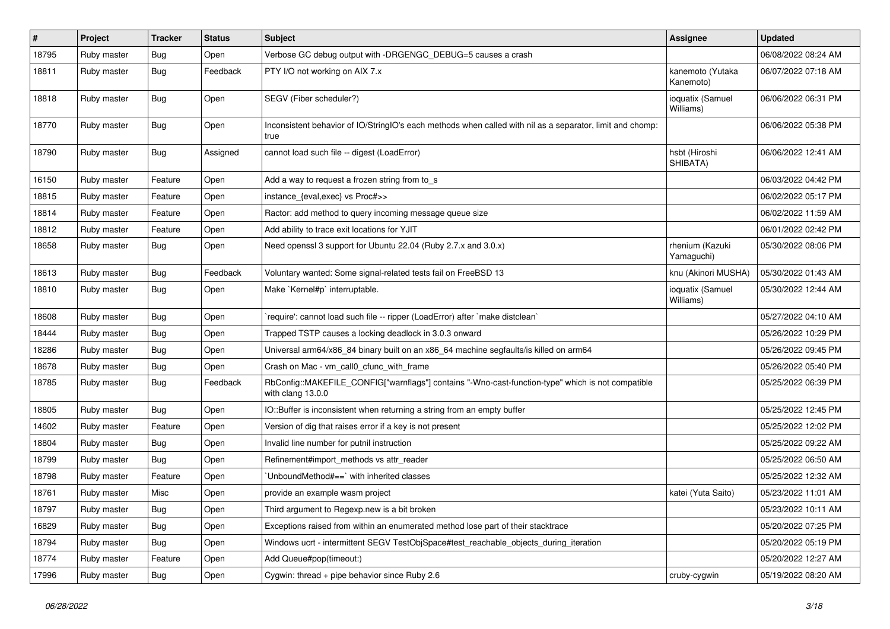| # | Project | Tracker | Status | Subject | Assignee | Updated |
|---|---|---|---|---|---|---|
| 18795 | Ruby master | Bug | Open | Verbose GC debug output with -DRGENGC_DEBUG=5 causes a crash | | 06/08/2022 08:24 AM |
| 18811 | Ruby master | Bug | Feedback | PTY I/O not working on AIX 7.x | kanemoto (Yutaka Kanemoto) | 06/07/2022 07:18 AM |
| 18818 | Ruby master | Bug | Open | SEGV (Fiber scheduler?) | ioquatix (Samuel Williams) | 06/06/2022 06:31 PM |
| 18770 | Ruby master | Bug | Open | Inconsistent behavior of IO/StringIO's each methods when called with nil as a separator, limit and chomp: true | | 06/06/2022 05:38 PM |
| 18790 | Ruby master | Bug | Assigned | cannot load such file -- digest (LoadError) | hsbt (Hiroshi SHIBATA) | 06/06/2022 12:41 AM |
| 16150 | Ruby master | Feature | Open | Add a way to request a frozen string from to_s | | 06/03/2022 04:42 PM |
| 18815 | Ruby master | Feature | Open | instance_{eval,exec} vs Proc#>> | | 06/02/2022 05:17 PM |
| 18814 | Ruby master | Feature | Open | Ractor: add method to query incoming message queue size | | 06/02/2022 11:59 AM |
| 18812 | Ruby master | Feature | Open | Add ability to trace exit locations for YJIT | | 06/01/2022 02:42 PM |
| 18658 | Ruby master | Bug | Open | Need openssl 3 support for Ubuntu 22.04 (Ruby 2.7.x and 3.0.x) | rhenium (Kazuki Yamaguchi) | 05/30/2022 08:06 PM |
| 18613 | Ruby master | Bug | Feedback | Voluntary wanted: Some signal-related tests fail on FreeBSD 13 | knu (Akinori MUSHA) | 05/30/2022 01:43 AM |
| 18810 | Ruby master | Bug | Open | Make `Kernel#p` interruptable. | ioquatix (Samuel Williams) | 05/30/2022 12:44 AM |
| 18608 | Ruby master | Bug | Open | `require': cannot load such file -- ripper (LoadError) after `make distclean` | | 05/27/2022 04:10 AM |
| 18444 | Ruby master | Bug | Open | Trapped TSTP causes a locking deadlock in 3.0.3 onward | | 05/26/2022 10:29 PM |
| 18286 | Ruby master | Bug | Open | Universal arm64/x86_84 binary built on an x86_64 machine segfaults/is killed on arm64 | | 05/26/2022 09:45 PM |
| 18678 | Ruby master | Bug | Open | Crash on Mac - vm_call0_cfunc_with_frame | | 05/26/2022 05:40 PM |
| 18785 | Ruby master | Bug | Feedback | RbConfig::MAKEFILE_CONFIG["warnflags"] contains "-Wno-cast-function-type" which is not compatible with clang 13.0.0 | | 05/25/2022 06:39 PM |
| 18805 | Ruby master | Bug | Open | IO::Buffer is inconsistent when returning a string from an empty buffer | | 05/25/2022 12:45 PM |
| 14602 | Ruby master | Feature | Open | Version of dig that raises error if a key is not present | | 05/25/2022 12:02 PM |
| 18804 | Ruby master | Bug | Open | Invalid line number for putnil instruction | | 05/25/2022 09:22 AM |
| 18799 | Ruby master | Bug | Open | Refinement#import_methods vs attr_reader | | 05/25/2022 06:50 AM |
| 18798 | Ruby master | Feature | Open | `UnboundMethod#==` with inherited classes | | 05/25/2022 12:32 AM |
| 18761 | Ruby master | Misc | Open | provide an example wasm project | katei (Yuta Saito) | 05/23/2022 11:01 AM |
| 18797 | Ruby master | Bug | Open | Third argument to Regexp.new is a bit broken | | 05/23/2022 10:11 AM |
| 16829 | Ruby master | Bug | Open | Exceptions raised from within an enumerated method lose part of their stacktrace | | 05/20/2022 07:25 PM |
| 18794 | Ruby master | Bug | Open | Windows ucrt - intermittent SEGV TestObjSpace#test_reachable_objects_during_iteration | | 05/20/2022 05:19 PM |
| 18774 | Ruby master | Feature | Open | Add Queue#pop(timeout:) | | 05/20/2022 12:27 AM |
| 17996 | Ruby master | Bug | Open | Cygwin: thread + pipe behavior since Ruby 2.6 | cruby-cygwin | 05/19/2022 08:20 AM |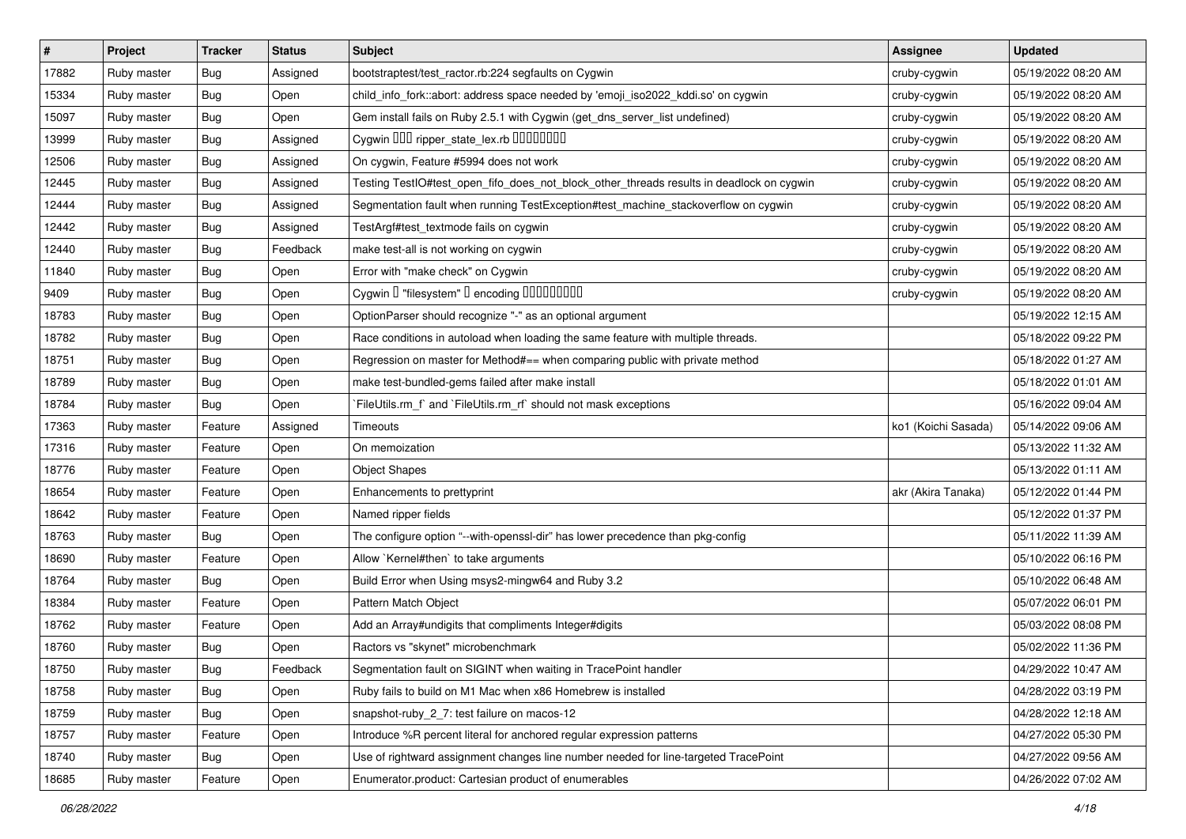| # | Project | Tracker | Status | Subject | Assignee | Updated |
|---|---|---|---|---|---|---|
| 17882 | Ruby master | Bug | Assigned | bootstraptest/test_ractor.rb:224 segfaults on Cygwin | cruby-cygwin | 05/19/2022 08:20 AM |
| 15334 | Ruby master | Bug | Open | child_info_fork::abort: address space needed by 'emoji_iso2022_kddi.so' on cygwin | cruby-cygwin | 05/19/2022 08:20 AM |
| 15097 | Ruby master | Bug | Open | Gem install fails on Ruby 2.5.1 with Cygwin (get_dns_server_list undefined) | cruby-cygwin | 05/19/2022 08:20 AM |
| 13999 | Ruby master | Bug | Assigned | Cygwin 000 ripper_state_lex.rb 00000000 | cruby-cygwin | 05/19/2022 08:20 AM |
| 12506 | Ruby master | Bug | Assigned | On cygwin, Feature #5994 does not work | cruby-cygwin | 05/19/2022 08:20 AM |
| 12445 | Ruby master | Bug | Assigned | Testing TestIO#test_open_fifo_does_not_block_other_threads results in deadlock on cygwin | cruby-cygwin | 05/19/2022 08:20 AM |
| 12444 | Ruby master | Bug | Assigned | Segmentation fault when running TestException#test_machine_stackoverflow on cygwin | cruby-cygwin | 05/19/2022 08:20 AM |
| 12442 | Ruby master | Bug | Assigned | TestArgf#test_textmode fails on cygwin | cruby-cygwin | 05/19/2022 08:20 AM |
| 12440 | Ruby master | Bug | Feedback | make test-all is not working on cygwin | cruby-cygwin | 05/19/2022 08:20 AM |
| 11840 | Ruby master | Bug | Open | Error with "make check" on Cygwin | cruby-cygwin | 05/19/2022 08:20 AM |
| 9409 | Ruby master | Bug | Open | Cygwin 0 "filesystem" 0 encoding 000000000 | cruby-cygwin | 05/19/2022 08:20 AM |
| 18783 | Ruby master | Bug | Open | OptionParser should recognize "-" as an optional argument | | 05/19/2022 12:15 AM |
| 18782 | Ruby master | Bug | Open | Race conditions in autoload when loading the same feature with multiple threads. | | 05/18/2022 09:22 PM |
| 18751 | Ruby master | Bug | Open | Regression on master for Method#== when comparing public with private method | | 05/18/2022 01:27 AM |
| 18789 | Ruby master | Bug | Open | make test-bundled-gems failed after make install | | 05/18/2022 01:01 AM |
| 18784 | Ruby master | Bug | Open | `FileUtils.rm_f` and `FileUtils.rm_rf` should not mask exceptions | | 05/16/2022 09:04 AM |
| 17363 | Ruby master | Feature | Assigned | Timeouts | ko1 (Koichi Sasada) | 05/14/2022 09:06 AM |
| 17316 | Ruby master | Feature | Open | On memoization | | 05/13/2022 11:32 AM |
| 18776 | Ruby master | Feature | Open | Object Shapes | | 05/13/2022 01:11 AM |
| 18654 | Ruby master | Feature | Open | Enhancements to prettyprint | akr (Akira Tanaka) | 05/12/2022 01:44 PM |
| 18642 | Ruby master | Feature | Open | Named ripper fields | | 05/12/2022 01:37 PM |
| 18763 | Ruby master | Bug | Open | The configure option "--with-openssl-dir" has lower precedence than pkg-config | | 05/11/2022 11:39 AM |
| 18690 | Ruby master | Feature | Open | Allow `Kernel#then` to take arguments | | 05/10/2022 06:16 PM |
| 18764 | Ruby master | Bug | Open | Build Error when Using msys2-mingw64 and Ruby 3.2 | | 05/10/2022 06:48 AM |
| 18384 | Ruby master | Feature | Open | Pattern Match Object | | 05/07/2022 06:01 PM |
| 18762 | Ruby master | Feature | Open | Add an Array#undigits that compliments Integer#digits | | 05/03/2022 08:08 PM |
| 18760 | Ruby master | Bug | Open | Ractors vs "skynet" microbenchmark | | 05/02/2022 11:36 PM |
| 18750 | Ruby master | Bug | Feedback | Segmentation fault on SIGINT when waiting in TracePoint handler | | 04/29/2022 10:47 AM |
| 18758 | Ruby master | Bug | Open | Ruby fails to build on M1 Mac when x86 Homebrew is installed | | 04/28/2022 03:19 PM |
| 18759 | Ruby master | Bug | Open | snapshot-ruby_2_7: test failure on macos-12 | | 04/28/2022 12:18 AM |
| 18757 | Ruby master | Feature | Open | Introduce %R percent literal for anchored regular expression patterns | | 04/27/2022 05:30 PM |
| 18740 | Ruby master | Bug | Open | Use of rightward assignment changes line number needed for line-targeted TracePoint | | 04/27/2022 09:56 AM |
| 18685 | Ruby master | Feature | Open | Enumerator.product: Cartesian product of enumerables | | 04/26/2022 07:02 AM |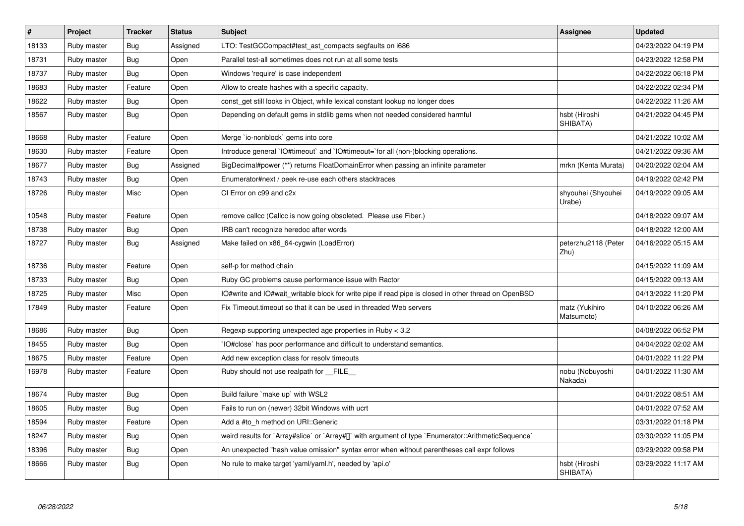| # | Project | Tracker | Status | Subject | Assignee | Updated |
|---|---|---|---|---|---|---|
| 18133 | Ruby master | Bug | Assigned | LTO: TestGCCompact#test_ast_compacts segfaults on i686 | | 04/23/2022 04:19 PM |
| 18731 | Ruby master | Bug | Open | Parallel test-all sometimes does not run at all some tests | | 04/23/2022 12:58 PM |
| 18737 | Ruby master | Bug | Open | Windows 'require' is case independent | | 04/22/2022 06:18 PM |
| 18683 | Ruby master | Feature | Open | Allow to create hashes with a specific capacity. | | 04/22/2022 02:34 PM |
| 18622 | Ruby master | Bug | Open | const_get still looks in Object, while lexical constant lookup no longer does | | 04/22/2022 11:26 AM |
| 18567 | Ruby master | Bug | Open | Depending on default gems in stdlib gems when not needed considered harmful | hsbt (Hiroshi SHIBATA) | 04/21/2022 04:45 PM |
| 18668 | Ruby master | Feature | Open | Merge `io-nonblock` gems into core | | 04/21/2022 10:02 AM |
| 18630 | Ruby master | Feature | Open | Introduce general `IO#timeout` and `IO#timeout=`for all (non-)blocking operations. | | 04/21/2022 09:36 AM |
| 18677 | Ruby master | Bug | Assigned | BigDecimal#power (**) returns FloatDomainError when passing an infinite parameter | mrkn (Kenta Murata) | 04/20/2022 02:04 AM |
| 18743 | Ruby master | Bug | Open | Enumerator#next / peek re-use each others stacktraces | | 04/19/2022 02:42 PM |
| 18726 | Ruby master | Misc | Open | CI Error on c99 and c2x | shyouhei (Shyouhei Urabe) | 04/19/2022 09:05 AM |
| 10548 | Ruby master | Feature | Open | remove callcc (Callcc is now going obsoleted. Please use Fiber.) | | 04/18/2022 09:07 AM |
| 18738 | Ruby master | Bug | Open | IRB can't recognize heredoc after words | | 04/18/2022 12:00 AM |
| 18727 | Ruby master | Bug | Assigned | Make failed on x86_64-cygwin (LoadError) | peterzhu2118 (Peter Zhu) | 04/16/2022 05:15 AM |
| 18736 | Ruby master | Feature | Open | self-p for method chain | | 04/15/2022 11:09 AM |
| 18733 | Ruby master | Bug | Open | Ruby GC problems cause performance issue with Ractor | | 04/15/2022 09:13 AM |
| 18725 | Ruby master | Misc | Open | IO#write and IO#wait_writable block for write pipe if read pipe is closed in other thread on OpenBSD | | 04/13/2022 11:20 PM |
| 17849 | Ruby master | Feature | Open | Fix Timeout.timeout so that it can be used in threaded Web servers | matz (Yukihiro Matsumoto) | 04/10/2022 06:26 AM |
| 18686 | Ruby master | Bug | Open | Regexp supporting unexpected age properties in Ruby < 3.2 | | 04/08/2022 06:52 PM |
| 18455 | Ruby master | Bug | Open | `IO#close` has poor performance and difficult to understand semantics. | | 04/04/2022 02:02 AM |
| 18675 | Ruby master | Feature | Open | Add new exception class for resolv timeouts | | 04/01/2022 11:22 PM |
| 16978 | Ruby master | Feature | Open | Ruby should not use realpath for __FILE__ | nobu (Nobuyoshi Nakada) | 04/01/2022 11:30 AM |
| 18674 | Ruby master | Bug | Open | Build failure `make up` with WSL2 | | 04/01/2022 08:51 AM |
| 18605 | Ruby master | Bug | Open | Fails to run on (newer) 32bit Windows with ucrt | | 04/01/2022 07:52 AM |
| 18594 | Ruby master | Feature | Open | Add a #to_h method on URI::Generic | | 03/31/2022 01:18 PM |
| 18247 | Ruby master | Bug | Open | weird results for `Array#slice` or `Array#[]` with argument of type `Enumerator::ArithmeticSequence` | | 03/30/2022 11:05 PM |
| 18396 | Ruby master | Bug | Open | An unexpected "hash value omission" syntax error when without parentheses call expr follows | | 03/29/2022 09:58 PM |
| 18666 | Ruby master | Bug | Open | No rule to make target 'yaml/yaml.h', needed by 'api.o' | hsbt (Hiroshi SHIBATA) | 03/29/2022 11:17 AM |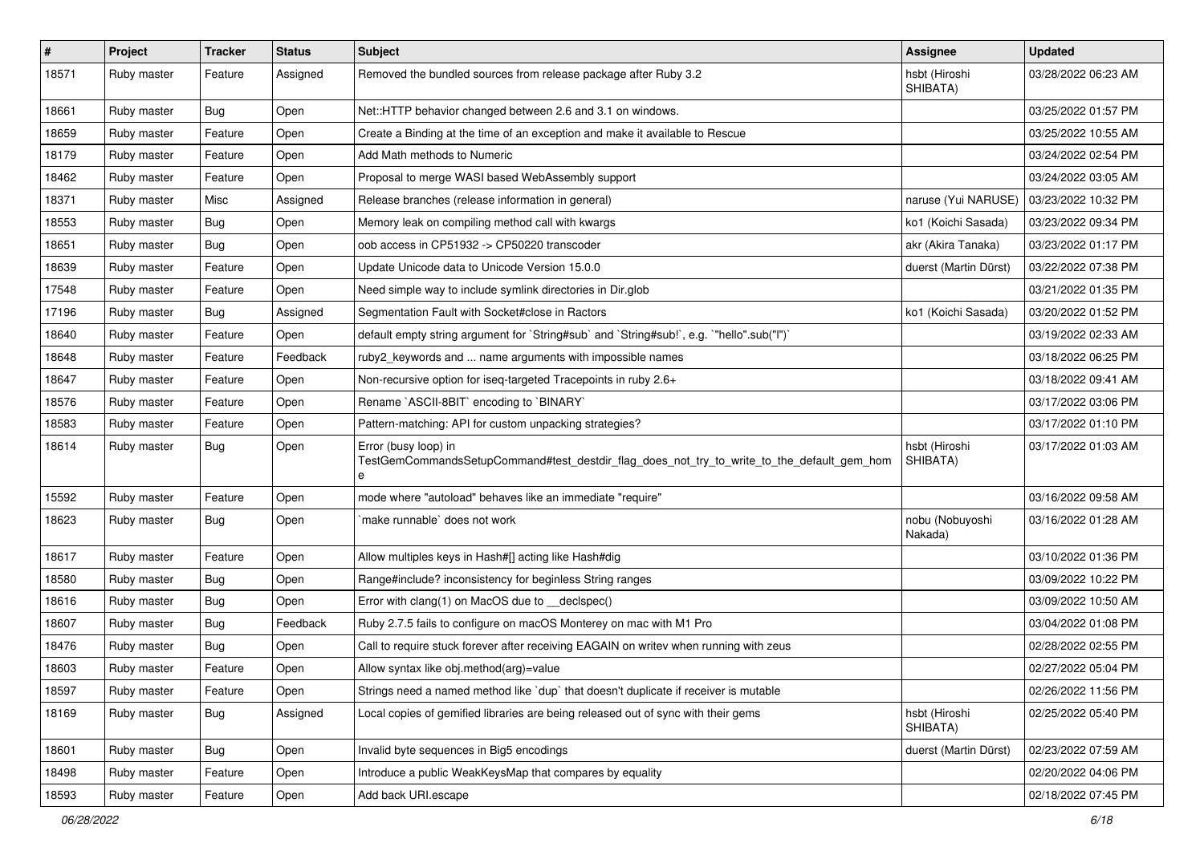| # | Project | Tracker | Status | Subject | Assignee | Updated |
|---|---|---|---|---|---|---|
| 18571 | Ruby master | Feature | Assigned | Removed the bundled sources from release package after Ruby 3.2 | hsbt (Hiroshi SHIBATA) | 03/28/2022 06:23 AM |
| 18661 | Ruby master | Bug | Open | Net::HTTP behavior changed between 2.6 and 3.1 on windows. | | 03/25/2022 01:57 PM |
| 18659 | Ruby master | Feature | Open | Create a Binding at the time of an exception and make it available to Rescue | | 03/25/2022 10:55 AM |
| 18179 | Ruby master | Feature | Open | Add Math methods to Numeric | | 03/24/2022 02:54 PM |
| 18462 | Ruby master | Feature | Open | Proposal to merge WASI based WebAssembly support | | 03/24/2022 03:05 AM |
| 18371 | Ruby master | Misc | Assigned | Release branches (release information in general) | naruse (Yui NARUSE) | 03/23/2022 10:32 PM |
| 18553 | Ruby master | Bug | Open | Memory leak on compiling method call with kwargs | ko1 (Koichi Sasada) | 03/23/2022 09:34 PM |
| 18651 | Ruby master | Bug | Open | oob access in CP51932 -> CP50220 transcoder | akr (Akira Tanaka) | 03/23/2022 01:17 PM |
| 18639 | Ruby master | Feature | Open | Update Unicode data to Unicode Version 15.0.0 | duerst (Martin Dürst) | 03/22/2022 07:38 PM |
| 17548 | Ruby master | Feature | Open | Need simple way to include symlink directories in Dir.glob | | 03/21/2022 01:35 PM |
| 17196 | Ruby master | Bug | Assigned | Segmentation Fault with Socket#close in Ractors | ko1 (Koichi Sasada) | 03/20/2022 01:52 PM |
| 18640 | Ruby master | Feature | Open | default empty string argument for `String#sub` and `String#sub!`, e.g. `"hello".sub("l")` | | 03/19/2022 02:33 AM |
| 18648 | Ruby master | Feature | Feedback | ruby2_keywords and ... name arguments with impossible names | | 03/18/2022 06:25 PM |
| 18647 | Ruby master | Feature | Open | Non-recursive option for iseq-targeted Tracepoints in ruby 2.6+ | | 03/18/2022 09:41 AM |
| 18576 | Ruby master | Feature | Open | Rename `ASCII-8BIT` encoding to `BINARY` | | 03/17/2022 03:06 PM |
| 18583 | Ruby master | Feature | Open | Pattern-matching: API for custom unpacking strategies? | | 03/17/2022 01:10 PM |
| 18614 | Ruby master | Bug | Open | Error (busy loop) in TestGemCommandsSetupCommand#test_destdir_flag_does_not_try_to_write_to_the_default_gem_home | hsbt (Hiroshi SHIBATA) | 03/17/2022 01:03 AM |
| 15592 | Ruby master | Feature | Open | mode where "autoload" behaves like an immediate "require" | | 03/16/2022 09:58 AM |
| 18623 | Ruby master | Bug | Open | `make runnable` does not work | nobu (Nobuyoshi Nakada) | 03/16/2022 01:28 AM |
| 18617 | Ruby master | Feature | Open | Allow multiples keys in Hash#[] acting like Hash#dig | | 03/10/2022 01:36 PM |
| 18580 | Ruby master | Bug | Open | Range#include? inconsistency for beginless String ranges | | 03/09/2022 10:22 PM |
| 18616 | Ruby master | Bug | Open | Error with clang(1) on MacOS due to __declspec() | | 03/09/2022 10:50 AM |
| 18607 | Ruby master | Bug | Feedback | Ruby 2.7.5 fails to configure on macOS Monterey on mac with M1 Pro | | 03/04/2022 01:08 PM |
| 18476 | Ruby master | Bug | Open | Call to require stuck forever after receiving EAGAIN on writev when running with zeus | | 02/28/2022 02:55 PM |
| 18603 | Ruby master | Feature | Open | Allow syntax like obj.method(arg)=value | | 02/27/2022 05:04 PM |
| 18597 | Ruby master | Feature | Open | Strings need a named method like `dup` that doesn't duplicate if receiver is mutable | | 02/26/2022 11:56 PM |
| 18169 | Ruby master | Bug | Assigned | Local copies of gemified libraries are being released out of sync with their gems | hsbt (Hiroshi SHIBATA) | 02/25/2022 05:40 PM |
| 18601 | Ruby master | Bug | Open | Invalid byte sequences in Big5 encodings | duerst (Martin Dürst) | 02/23/2022 07:59 AM |
| 18498 | Ruby master | Feature | Open | Introduce a public WeakKeysMap that compares by equality | | 02/20/2022 04:06 PM |
| 18593 | Ruby master | Feature | Open | Add back URI.escape | | 02/18/2022 07:45 PM |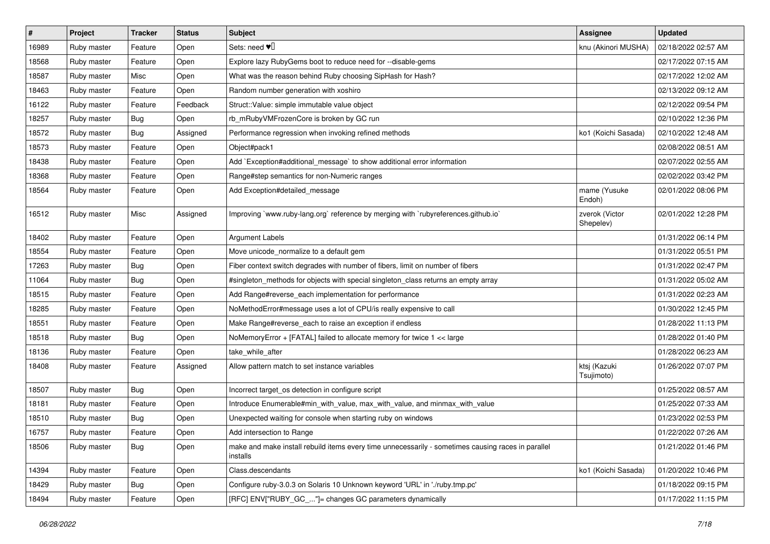| # | Project | Tracker | Status | Subject | Assignee | Updated |
|---|---|---|---|---|---|---|
| 16989 | Ruby master | Feature | Open | Sets: need ♥️ | knu (Akinori MUSHA) | 02/18/2022 02:57 AM |
| 18568 | Ruby master | Feature | Open | Explore lazy RubyGems boot to reduce need for --disable-gems | | 02/17/2022 07:15 AM |
| 18587 | Ruby master | Misc | Open | What was the reason behind Ruby choosing SipHash for Hash? | | 02/17/2022 12:02 AM |
| 18463 | Ruby master | Feature | Open | Random number generation with xoshiro | | 02/13/2022 09:12 AM |
| 16122 | Ruby master | Feature | Feedback | Struct::Value: simple immutable value object | | 02/12/2022 09:54 PM |
| 18257 | Ruby master | Bug | Open | rb_mRubyVMFrozenCore is broken by GC run | | 02/10/2022 12:36 PM |
| 18572 | Ruby master | Bug | Assigned | Performance regression when invoking refined methods | ko1 (Koichi Sasada) | 02/10/2022 12:48 AM |
| 18573 | Ruby master | Feature | Open | Object#pack1 | | 02/08/2022 08:51 AM |
| 18438 | Ruby master | Feature | Open | Add `Exception#additional_message` to show additional error information | | 02/07/2022 02:55 AM |
| 18368 | Ruby master | Feature | Open | Range#step semantics for non-Numeric ranges | | 02/02/2022 03:42 PM |
| 18564 | Ruby master | Feature | Open | Add Exception#detailed_message | mame (Yusuke Endoh) | 02/01/2022 08:06 PM |
| 16512 | Ruby master | Misc | Assigned | Improving `www.ruby-lang.org` reference by merging with `rubyreferences.github.io` | zverok (Victor Shepelev) | 02/01/2022 12:28 PM |
| 18402 | Ruby master | Feature | Open | Argument Labels | | 01/31/2022 06:14 PM |
| 18554 | Ruby master | Feature | Open | Move unicode_normalize to a default gem | | 01/31/2022 05:51 PM |
| 17263 | Ruby master | Bug | Open | Fiber context switch degrades with number of fibers, limit on number of fibers | | 01/31/2022 02:47 PM |
| 11064 | Ruby master | Bug | Open | #singleton_methods for objects with special singleton_class returns an empty array | | 01/31/2022 05:02 AM |
| 18515 | Ruby master | Feature | Open | Add Range#reverse_each implementation for performance | | 01/31/2022 02:23 AM |
| 18285 | Ruby master | Feature | Open | NoMethodError#message uses a lot of CPU/is really expensive to call | | 01/30/2022 12:45 PM |
| 18551 | Ruby master | Feature | Open | Make Range#reverse_each to raise an exception if endless | | 01/28/2022 11:13 PM |
| 18518 | Ruby master | Bug | Open | NoMemoryError + [FATAL] failed to allocate memory for twice 1 << large | | 01/28/2022 01:40 PM |
| 18136 | Ruby master | Feature | Open | take_while_after | | 01/28/2022 06:23 AM |
| 18408 | Ruby master | Feature | Assigned | Allow pattern match to set instance variables | ktsj (Kazuki Tsujimoto) | 01/26/2022 07:07 PM |
| 18507 | Ruby master | Bug | Open | Incorrect target_os detection in configure script | | 01/25/2022 08:57 AM |
| 18181 | Ruby master | Feature | Open | Introduce Enumerable#min_with_value, max_with_value, and minmax_with_value | | 01/25/2022 07:33 AM |
| 18510 | Ruby master | Bug | Open | Unexpected waiting for console when starting ruby on windows | | 01/23/2022 02:53 PM |
| 16757 | Ruby master | Feature | Open | Add intersection to Range | | 01/22/2022 07:26 AM |
| 18506 | Ruby master | Bug | Open | make and make install rebuild items every time unnecessarily - sometimes causing races in parallel installs | | 01/21/2022 01:46 PM |
| 14394 | Ruby master | Feature | Open | Class.descendants | ko1 (Koichi Sasada) | 01/20/2022 10:46 PM |
| 18429 | Ruby master | Bug | Open | Configure ruby-3.0.3 on Solaris 10 Unknown keyword 'URL' in './ruby.tmp.pc' | | 01/18/2022 09:15 PM |
| 18494 | Ruby master | Feature | Open | [RFC] ENV["RUBY_GC_..."]= changes GC parameters dynamically | | 01/17/2022 11:15 PM |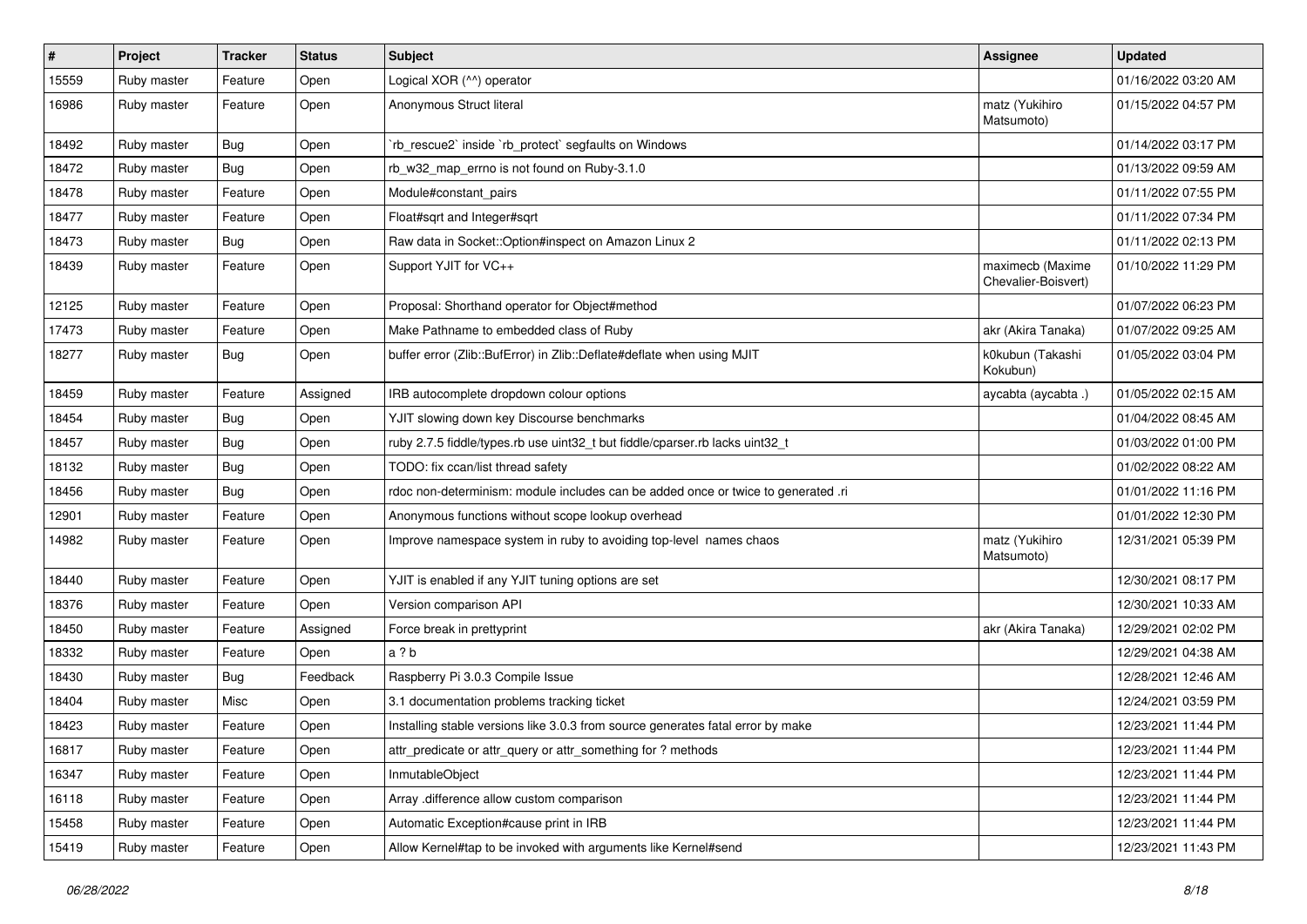| # | Project | Tracker | Status | Subject | Assignee | Updated |
|---|---|---|---|---|---|---|
| 15559 | Ruby master | Feature | Open | Logical XOR (^^) operator | | 01/16/2022 03:20 AM |
| 16986 | Ruby master | Feature | Open | Anonymous Struct literal | matz (Yukihiro Matsumoto) | 01/15/2022 04:57 PM |
| 18492 | Ruby master | Bug | Open | `rb_rescue2` inside `rb_protect` segfaults on Windows | | 01/14/2022 03:17 PM |
| 18472 | Ruby master | Bug | Open | rb_w32_map_errno is not found on Ruby-3.1.0 | | 01/13/2022 09:59 AM |
| 18478 | Ruby master | Feature | Open | Module#constant_pairs | | 01/11/2022 07:55 PM |
| 18477 | Ruby master | Feature | Open | Float#sqrt and Integer#sqrt | | 01/11/2022 07:34 PM |
| 18473 | Ruby master | Bug | Open | Raw data in Socket::Option#inspect on Amazon Linux 2 | | 01/11/2022 02:13 PM |
| 18439 | Ruby master | Feature | Open | Support YJIT for VC++ | maximecb (Maxime Chevalier-Boisvert) | 01/10/2022 11:29 PM |
| 12125 | Ruby master | Feature | Open | Proposal: Shorthand operator for Object#method | | 01/07/2022 06:23 PM |
| 17473 | Ruby master | Feature | Open | Make Pathname to embedded class of Ruby | akr (Akira Tanaka) | 01/07/2022 09:25 AM |
| 18277 | Ruby master | Bug | Open | buffer error (Zlib::BufError) in Zlib::Deflate#deflate when using MJIT | k0kubun (Takashi Kokubun) | 01/05/2022 03:04 PM |
| 18459 | Ruby master | Feature | Assigned | IRB autocomplete dropdown colour options | aycabta (aycabta .) | 01/05/2022 02:15 AM |
| 18454 | Ruby master | Bug | Open | YJIT slowing down key Discourse benchmarks | | 01/04/2022 08:45 AM |
| 18457 | Ruby master | Bug | Open | ruby 2.7.5 fiddle/types.rb use uint32_t but fiddle/cparser.rb lacks uint32_t | | 01/03/2022 01:00 PM |
| 18132 | Ruby master | Bug | Open | TODO: fix ccan/list thread safety | | 01/02/2022 08:22 AM |
| 18456 | Ruby master | Bug | Open | rdoc non-determinism: module includes can be added once or twice to generated .ri | | 01/01/2022 11:16 PM |
| 12901 | Ruby master | Feature | Open | Anonymous functions without scope lookup overhead | | 01/01/2022 12:30 PM |
| 14982 | Ruby master | Feature | Open | Improve namespace system in ruby to avoiding top-level names chaos | matz (Yukihiro Matsumoto) | 12/31/2021 05:39 PM |
| 18440 | Ruby master | Feature | Open | YJIT is enabled if any YJIT tuning options are set | | 12/30/2021 08:17 PM |
| 18376 | Ruby master | Feature | Open | Version comparison API | | 12/30/2021 10:33 AM |
| 18450 | Ruby master | Feature | Assigned | Force break in prettyprint | akr (Akira Tanaka) | 12/29/2021 02:02 PM |
| 18332 | Ruby master | Feature | Open | a ? b | | 12/29/2021 04:38 AM |
| 18430 | Ruby master | Bug | Feedback | Raspberry Pi 3.0.3 Compile Issue | | 12/28/2021 12:46 AM |
| 18404 | Ruby master | Misc | Open | 3.1 documentation problems tracking ticket | | 12/24/2021 03:59 PM |
| 18423 | Ruby master | Feature | Open | Installing stable versions like 3.0.3 from source generates fatal error by make | | 12/23/2021 11:44 PM |
| 16817 | Ruby master | Feature | Open | attr_predicate or attr_query or attr_something for ? methods | | 12/23/2021 11:44 PM |
| 16347 | Ruby master | Feature | Open | InmutableObject | | 12/23/2021 11:44 PM |
| 16118 | Ruby master | Feature | Open | Array .difference allow custom comparison | | 12/23/2021 11:44 PM |
| 15458 | Ruby master | Feature | Open | Automatic Exception#cause print in IRB | | 12/23/2021 11:44 PM |
| 15419 | Ruby master | Feature | Open | Allow Kernel#tap to be invoked with arguments like Kernel#send | | 12/23/2021 11:43 PM |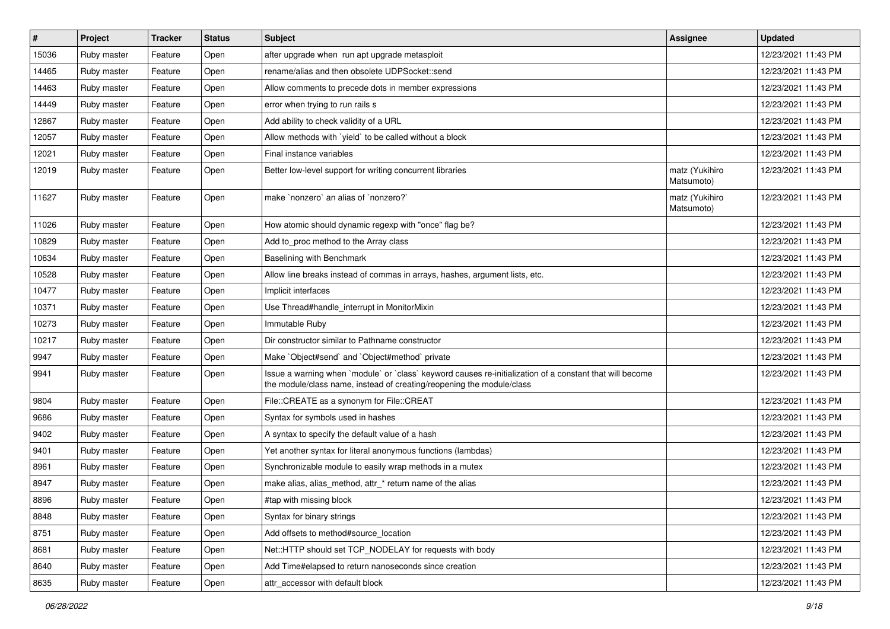| # | Project | Tracker | Status | Subject | Assignee | Updated |
|---|---|---|---|---|---|---|
| 15036 | Ruby master | Feature | Open | after upgrade when run apt upgrade metasploit | | 12/23/2021 11:43 PM |
| 14465 | Ruby master | Feature | Open | rename/alias and then obsolete UDPSocket::send | | 12/23/2021 11:43 PM |
| 14463 | Ruby master | Feature | Open | Allow comments to precede dots in member expressions | | 12/23/2021 11:43 PM |
| 14449 | Ruby master | Feature | Open | error when trying to run rails s | | 12/23/2021 11:43 PM |
| 12867 | Ruby master | Feature | Open | Add ability to check validity of a URL | | 12/23/2021 11:43 PM |
| 12057 | Ruby master | Feature | Open | Allow methods with `yield` to be called without a block | | 12/23/2021 11:43 PM |
| 12021 | Ruby master | Feature | Open | Final instance variables | | 12/23/2021 11:43 PM |
| 12019 | Ruby master | Feature | Open | Better low-level support for writing concurrent libraries | matz (Yukihiro Matsumoto) | 12/23/2021 11:43 PM |
| 11627 | Ruby master | Feature | Open | make `nonzero` an alias of `nonzero?` | matz (Yukihiro Matsumoto) | 12/23/2021 11:43 PM |
| 11026 | Ruby master | Feature | Open | How atomic should dynamic regexp with "once" flag be? | | 12/23/2021 11:43 PM |
| 10829 | Ruby master | Feature | Open | Add to_proc method to the Array class | | 12/23/2021 11:43 PM |
| 10634 | Ruby master | Feature | Open | Baselining with Benchmark | | 12/23/2021 11:43 PM |
| 10528 | Ruby master | Feature | Open | Allow line breaks instead of commas in arrays, hashes, argument lists, etc. | | 12/23/2021 11:43 PM |
| 10477 | Ruby master | Feature | Open | Implicit interfaces | | 12/23/2021 11:43 PM |
| 10371 | Ruby master | Feature | Open | Use Thread#handle_interrupt in MonitorMixin | | 12/23/2021 11:43 PM |
| 10273 | Ruby master | Feature | Open | Immutable Ruby | | 12/23/2021 11:43 PM |
| 10217 | Ruby master | Feature | Open | Dir constructor similar to Pathname constructor | | 12/23/2021 11:43 PM |
| 9947 | Ruby master | Feature | Open | Make `Object#send` and `Object#method` private | | 12/23/2021 11:43 PM |
| 9941 | Ruby master | Feature | Open | Issue a warning when `module` or `class` keyword causes re-initialization of a constant that will become the module/class name, instead of creating/reopening the module/class | | 12/23/2021 11:43 PM |
| 9804 | Ruby master | Feature | Open | File::CREATE as a synonym for File::CREAT | | 12/23/2021 11:43 PM |
| 9686 | Ruby master | Feature | Open | Syntax for symbols used in hashes | | 12/23/2021 11:43 PM |
| 9402 | Ruby master | Feature | Open | A syntax to specify the default value of a hash | | 12/23/2021 11:43 PM |
| 9401 | Ruby master | Feature | Open | Yet another syntax for literal anonymous functions (lambdas) | | 12/23/2021 11:43 PM |
| 8961 | Ruby master | Feature | Open | Synchronizable module to easily wrap methods in a mutex | | 12/23/2021 11:43 PM |
| 8947 | Ruby master | Feature | Open | make alias, alias_method, attr_* return name of the alias | | 12/23/2021 11:43 PM |
| 8896 | Ruby master | Feature | Open | #tap with missing block | | 12/23/2021 11:43 PM |
| 8848 | Ruby master | Feature | Open | Syntax for binary strings | | 12/23/2021 11:43 PM |
| 8751 | Ruby master | Feature | Open | Add offsets to method#source_location | | 12/23/2021 11:43 PM |
| 8681 | Ruby master | Feature | Open | Net::HTTP should set TCP_NODELAY for requests with body | | 12/23/2021 11:43 PM |
| 8640 | Ruby master | Feature | Open | Add Time#elapsed to return nanoseconds since creation | | 12/23/2021 11:43 PM |
| 8635 | Ruby master | Feature | Open | attr_accessor with default block | | 12/23/2021 11:43 PM |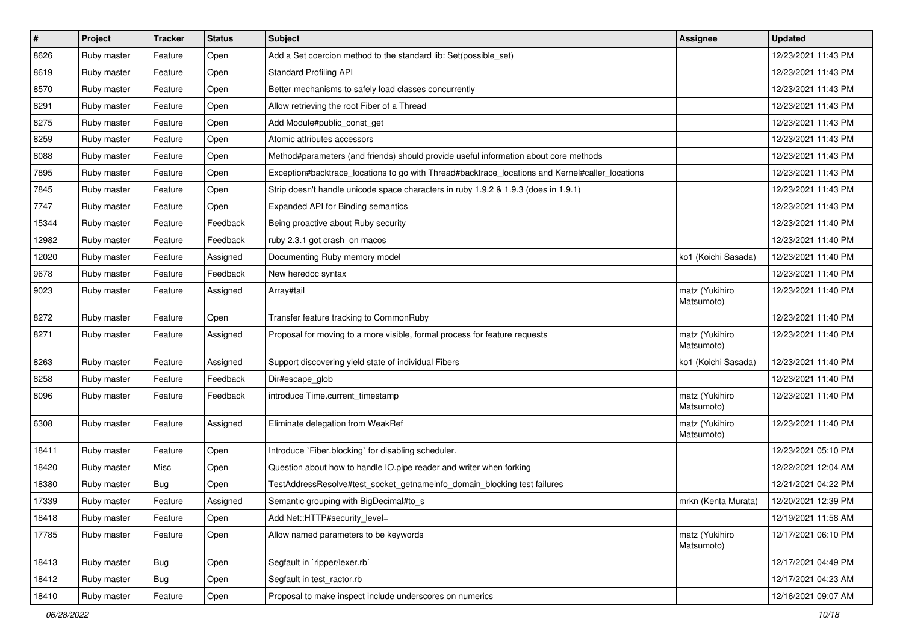| # | Project | Tracker | Status | Subject | Assignee | Updated |
|---|---|---|---|---|---|---|
| 8626 | Ruby master | Feature | Open | Add a Set coercion method to the standard lib: Set(possible_set) | | 12/23/2021 11:43 PM |
| 8619 | Ruby master | Feature | Open | Standard Profiling API | | 12/23/2021 11:43 PM |
| 8570 | Ruby master | Feature | Open | Better mechanisms to safely load classes concurrently | | 12/23/2021 11:43 PM |
| 8291 | Ruby master | Feature | Open | Allow retrieving the root Fiber of a Thread | | 12/23/2021 11:43 PM |
| 8275 | Ruby master | Feature | Open | Add Module#public_const_get | | 12/23/2021 11:43 PM |
| 8259 | Ruby master | Feature | Open | Atomic attributes accessors | | 12/23/2021 11:43 PM |
| 8088 | Ruby master | Feature | Open | Method#parameters (and friends) should provide useful information about core methods | | 12/23/2021 11:43 PM |
| 7895 | Ruby master | Feature | Open | Exception#backtrace_locations to go with Thread#backtrace_locations and Kernel#caller_locations | | 12/23/2021 11:43 PM |
| 7845 | Ruby master | Feature | Open | Strip doesn't handle unicode space characters in ruby 1.9.2 & 1.9.3 (does in 1.9.1) | | 12/23/2021 11:43 PM |
| 7747 | Ruby master | Feature | Open | Expanded API for Binding semantics | | 12/23/2021 11:43 PM |
| 15344 | Ruby master | Feature | Feedback | Being proactive about Ruby security | | 12/23/2021 11:40 PM |
| 12982 | Ruby master | Feature | Feedback | ruby 2.3.1 got crash on macos | | 12/23/2021 11:40 PM |
| 12020 | Ruby master | Feature | Assigned | Documenting Ruby memory model | ko1 (Koichi Sasada) | 12/23/2021 11:40 PM |
| 9678 | Ruby master | Feature | Feedback | New heredoc syntax | | 12/23/2021 11:40 PM |
| 9023 | Ruby master | Feature | Assigned | Array#tail | matz (Yukihiro Matsumoto) | 12/23/2021 11:40 PM |
| 8272 | Ruby master | Feature | Open | Transfer feature tracking to CommonRuby | | 12/23/2021 11:40 PM |
| 8271 | Ruby master | Feature | Assigned | Proposal for moving to a more visible, formal process for feature requests | matz (Yukihiro Matsumoto) | 12/23/2021 11:40 PM |
| 8263 | Ruby master | Feature | Assigned | Support discovering yield state of individual Fibers | ko1 (Koichi Sasada) | 12/23/2021 11:40 PM |
| 8258 | Ruby master | Feature | Feedback | Dir#escape_glob | | 12/23/2021 11:40 PM |
| 8096 | Ruby master | Feature | Feedback | introduce Time.current_timestamp | matz (Yukihiro Matsumoto) | 12/23/2021 11:40 PM |
| 6308 | Ruby master | Feature | Assigned | Eliminate delegation from WeakRef | matz (Yukihiro Matsumoto) | 12/23/2021 11:40 PM |
| 18411 | Ruby master | Feature | Open | Introduce `Fiber.blocking` for disabling scheduler. | | 12/23/2021 05:10 PM |
| 18420 | Ruby master | Misc | Open | Question about how to handle IO.pipe reader and writer when forking | | 12/22/2021 12:04 AM |
| 18380 | Ruby master | Bug | Open | TestAddressResolve#test_socket_getnameinfo_domain_blocking test failures | | 12/21/2021 04:22 PM |
| 17339 | Ruby master | Feature | Assigned | Semantic grouping with BigDecimal#to_s | mrkn (Kenta Murata) | 12/20/2021 12:39 PM |
| 18418 | Ruby master | Feature | Open | Add Net::HTTP#security_level= | | 12/19/2021 11:58 AM |
| 17785 | Ruby master | Feature | Open | Allow named parameters to be keywords | matz (Yukihiro Matsumoto) | 12/17/2021 06:10 PM |
| 18413 | Ruby master | Bug | Open | Segfault in `ripper/lexer.rb` | | 12/17/2021 04:49 PM |
| 18412 | Ruby master | Bug | Open | Segfault in test_ractor.rb | | 12/17/2021 04:23 AM |
| 18410 | Ruby master | Feature | Open | Proposal to make inspect include underscores on numerics | | 12/16/2021 09:07 AM |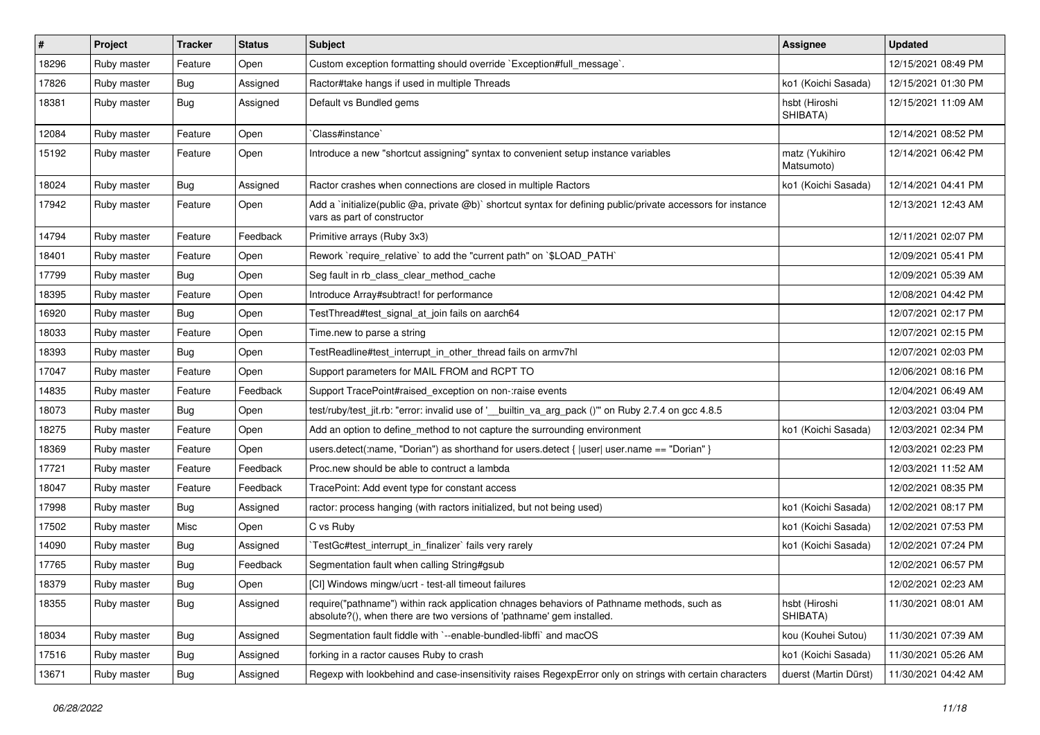| # | Project | Tracker | Status | Subject | Assignee | Updated |
|---|---|---|---|---|---|---|
| 18296 | Ruby master | Feature | Open | Custom exception formatting should override `Exception#full_message`. | | 12/15/2021 08:49 PM |
| 17826 | Ruby master | Bug | Assigned | Ractor#take hangs if used in multiple Threads | ko1 (Koichi Sasada) | 12/15/2021 01:30 PM |
| 18381 | Ruby master | Bug | Assigned | Default vs Bundled gems | hsbt (Hiroshi SHIBATA) | 12/15/2021 11:09 AM |
| 12084 | Ruby master | Feature | Open | `Class#instance` | | 12/14/2021 08:52 PM |
| 15192 | Ruby master | Feature | Open | Introduce a new "shortcut assigning" syntax to convenient setup instance variables | matz (Yukihiro Matsumoto) | 12/14/2021 06:42 PM |
| 18024 | Ruby master | Bug | Assigned | Ractor crashes when connections are closed in multiple Ractors | ko1 (Koichi Sasada) | 12/14/2021 04:41 PM |
| 17942 | Ruby master | Feature | Open | Add a `initialize(public @a, private @b)` shortcut syntax for defining public/private accessors for instance vars as part of constructor | | 12/13/2021 12:43 AM |
| 14794 | Ruby master | Feature | Feedback | Primitive arrays (Ruby 3x3) | | 12/11/2021 02:07 PM |
| 18401 | Ruby master | Feature | Open | Rework `require_relative` to add the "current path" on `$LOAD_PATH` | | 12/09/2021 05:41 PM |
| 17799 | Ruby master | Bug | Open | Seg fault in rb_class_clear_method_cache | | 12/09/2021 05:39 AM |
| 18395 | Ruby master | Feature | Open | Introduce Array#subtract! for performance | | 12/08/2021 04:42 PM |
| 16920 | Ruby master | Bug | Open | TestThread#test_signal_at_join fails on aarch64 | | 12/07/2021 02:17 PM |
| 18033 | Ruby master | Feature | Open | Time.new to parse a string | | 12/07/2021 02:15 PM |
| 18393 | Ruby master | Bug | Open | TestReadline#test_interrupt_in_other_thread fails on armv7hl | | 12/07/2021 02:03 PM |
| 17047 | Ruby master | Feature | Open | Support parameters for MAIL FROM and RCPT TO | | 12/06/2021 08:16 PM |
| 14835 | Ruby master | Feature | Feedback | Support TracePoint#raised_exception on non-:raise events | | 12/04/2021 06:49 AM |
| 18073 | Ruby master | Bug | Open | test/ruby/test_jit.rb: "error: invalid use of '__builtin_va_arg_pack ()'" on Ruby 2.7.4 on gcc 4.8.5 | | 12/03/2021 03:04 PM |
| 18275 | Ruby master | Feature | Open | Add an option to define_method to not capture the surrounding environment | ko1 (Koichi Sasada) | 12/03/2021 02:34 PM |
| 18369 | Ruby master | Feature | Open | users.detect(:name, "Dorian") as shorthand for users.detect { \|user\| user.name == "Dorian" } | | 12/03/2021 02:23 PM |
| 17721 | Ruby master | Feature | Feedback | Proc.new should be able to contruct a lambda | | 12/03/2021 11:52 AM |
| 18047 | Ruby master | Feature | Feedback | TracePoint: Add event type for constant access | | 12/02/2021 08:35 PM |
| 17998 | Ruby master | Bug | Assigned | ractor: process hanging (with ractors initialized, but not being used) | ko1 (Koichi Sasada) | 12/02/2021 08:17 PM |
| 17502 | Ruby master | Misc | Open | C vs Ruby | ko1 (Koichi Sasada) | 12/02/2021 07:53 PM |
| 14090 | Ruby master | Bug | Assigned | `TestGc#test_interrupt_in_finalizer` fails very rarely | ko1 (Koichi Sasada) | 12/02/2021 07:24 PM |
| 17765 | Ruby master | Bug | Feedback | Segmentation fault when calling String#gsub | | 12/02/2021 06:57 PM |
| 18379 | Ruby master | Bug | Open | [CI] Windows mingw/ucrt - test-all timeout failures | | 12/02/2021 02:23 AM |
| 18355 | Ruby master | Bug | Assigned | require("pathname") within rack application chnages behaviors of Pathname methods, such as absolute?(), when there are two versions of 'pathname' gem installed. | hsbt (Hiroshi SHIBATA) | 11/30/2021 08:01 AM |
| 18034 | Ruby master | Bug | Assigned | Segmentation fault fiddle with `--enable-bundled-libffi` and macOS | kou (Kouhei Sutou) | 11/30/2021 07:39 AM |
| 17516 | Ruby master | Bug | Assigned | forking in a ractor causes Ruby to crash | ko1 (Koichi Sasada) | 11/30/2021 05:26 AM |
| 13671 | Ruby master | Bug | Assigned | Regexp with lookbehind and case-insensitivity raises RegexpError only on strings with certain characters | duerst (Martin Dürst) | 11/30/2021 04:42 AM |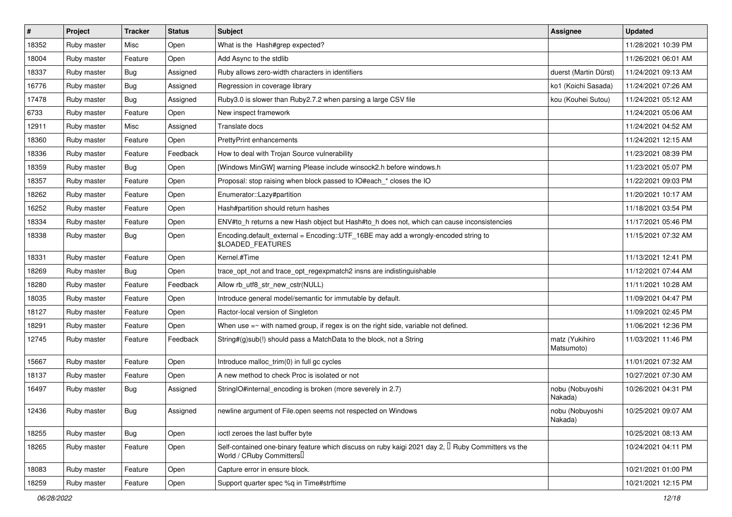| # | Project | Tracker | Status | Subject | Assignee | Updated |
|---|---|---|---|---|---|---|
| 18352 | Ruby master | Misc | Open | What is the Hash#grep expected? | | 11/28/2021 10:39 PM |
| 18004 | Ruby master | Feature | Open | Add Async to the stdlib | | 11/26/2021 06:01 AM |
| 18337 | Ruby master | Bug | Assigned | Ruby allows zero-width characters in identifiers | duerst (Martin Dürst) | 11/24/2021 09:13 AM |
| 16776 | Ruby master | Bug | Assigned | Regression in coverage library | ko1 (Koichi Sasada) | 11/24/2021 07:26 AM |
| 17478 | Ruby master | Bug | Assigned | Ruby3.0 is slower than Ruby2.7.2 when parsing a large CSV file | kou (Kouhei Sutou) | 11/24/2021 05:12 AM |
| 6733 | Ruby master | Feature | Open | New inspect framework | | 11/24/2021 05:06 AM |
| 12911 | Ruby master | Misc | Assigned | Translate docs | | 11/24/2021 04:52 AM |
| 18360 | Ruby master | Feature | Open | PrettyPrint enhancements | | 11/24/2021 12:15 AM |
| 18336 | Ruby master | Feature | Feedback | How to deal with Trojan Source vulnerability | | 11/23/2021 08:39 PM |
| 18359 | Ruby master | Bug | Open | [Windows MinGW] warning Please include winsock2.h before windows.h | | 11/23/2021 05:07 PM |
| 18357 | Ruby master | Feature | Open | Proposal: stop raising when block passed to IO#each_* closes the IO | | 11/22/2021 09:03 PM |
| 18262 | Ruby master | Feature | Open | Enumerator::Lazy#partition | | 11/20/2021 10:17 AM |
| 16252 | Ruby master | Feature | Open | Hash#partition should return hashes | | 11/18/2021 03:54 PM |
| 18334 | Ruby master | Feature | Open | ENV#to_h returns a new Hash object but Hash#to_h does not, which can cause inconsistencies | | 11/17/2021 05:46 PM |
| 18338 | Ruby master | Bug | Open | Encoding.default_external = Encoding::UTF_16BE may add a wrongly-encoded string to $LOADED_FEATURES | | 11/15/2021 07:32 AM |
| 18331 | Ruby master | Feature | Open | Kernel.#Time | | 11/13/2021 12:41 PM |
| 18269 | Ruby master | Bug | Open | trace_opt_not and trace_opt_regexpmatch2 insns are indistinguishable | | 11/12/2021 07:44 AM |
| 18280 | Ruby master | Feature | Feedback | Allow rb_utf8_str_new_cstr(NULL) | | 11/11/2021 10:28 AM |
| 18035 | Ruby master | Feature | Open | Introduce general model/semantic for immutable by default. | | 11/09/2021 04:47 PM |
| 18127 | Ruby master | Feature | Open | Ractor-local version of Singleton | | 11/09/2021 02:45 PM |
| 18291 | Ruby master | Feature | Open | When use =~ with named group, if regex is on the right side, variable not defined. | | 11/06/2021 12:36 PM |
| 12745 | Ruby master | Feature | Feedback | String#(g)sub(!) should pass a MatchData to the block, not a String | matz (Yukihiro Matsumoto) | 11/03/2021 11:46 PM |
| 15667 | Ruby master | Feature | Open | Introduce malloc_trim(0) in full gc cycles | | 11/01/2021 07:32 AM |
| 18137 | Ruby master | Feature | Open | A new method to check Proc is isolated or not | | 10/27/2021 07:30 AM |
| 16497 | Ruby master | Bug | Assigned | StringIO#internal_encoding is broken (more severely in 2.7) | nobu (Nobuyoshi Nakada) | 10/26/2021 04:31 PM |
| 12436 | Ruby master | Bug | Assigned | newline argument of File.open seems not respected on Windows | nobu (Nobuyoshi Nakada) | 10/25/2021 09:07 AM |
| 18255 | Ruby master | Bug | Open | ioctl zeroes the last buffer byte | | 10/25/2021 08:13 AM |
| 18265 | Ruby master | Feature | Open | Self-contained one-binary feature which discuss on ruby kaigi 2021 day 2, 「Ruby Committers vs the World / CRuby Committers」 | | 10/24/2021 04:11 PM |
| 18083 | Ruby master | Feature | Open | Capture error in ensure block. | | 10/21/2021 01:00 PM |
| 18259 | Ruby master | Feature | Open | Support quarter spec %q in Time#strftime | | 10/21/2021 12:15 PM |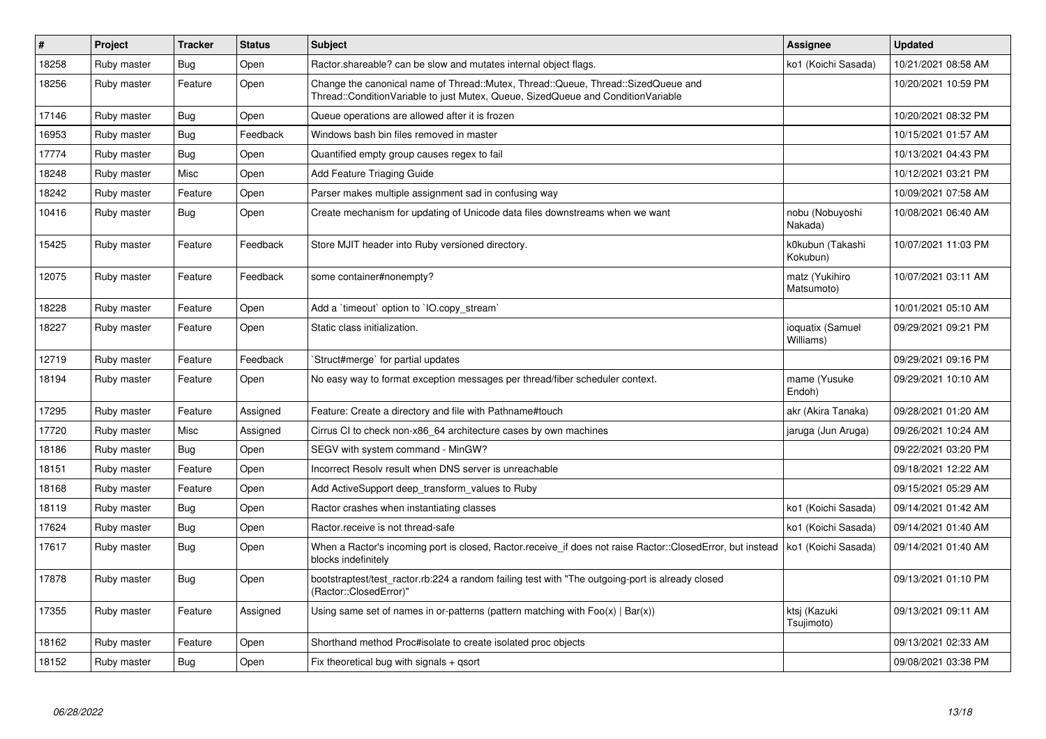| # | Project | Tracker | Status | Subject | Assignee | Updated |
|---|---|---|---|---|---|---|
| 18258 | Ruby master | Bug | Open | Ractor.shareable? can be slow and mutates internal object flags. | ko1 (Koichi Sasada) | 10/21/2021 08:58 AM |
| 18256 | Ruby master | Feature | Open | Change the canonical name of Thread::Mutex, Thread::Queue, Thread::SizedQueue and Thread::ConditionVariable to just Mutex, Queue, SizedQueue and ConditionVariable | | 10/20/2021 10:59 PM |
| 17146 | Ruby master | Bug | Open | Queue operations are allowed after it is frozen | | 10/20/2021 08:32 PM |
| 16953 | Ruby master | Bug | Feedback | Windows bash bin files removed in master | | 10/15/2021 01:57 AM |
| 17774 | Ruby master | Bug | Open | Quantified empty group causes regex to fail | | 10/13/2021 04:43 PM |
| 18248 | Ruby master | Misc | Open | Add Feature Triaging Guide | | 10/12/2021 03:21 PM |
| 18242 | Ruby master | Feature | Open | Parser makes multiple assignment sad in confusing way | | 10/09/2021 07:58 AM |
| 10416 | Ruby master | Bug | Open | Create mechanism for updating of Unicode data files downstreams when we want | nobu (Nobuyoshi Nakada) | 10/08/2021 06:40 AM |
| 15425 | Ruby master | Feature | Feedback | Store MJIT header into Ruby versioned directory. | k0kubun (Takashi Kokubun) | 10/07/2021 11:03 PM |
| 12075 | Ruby master | Feature | Feedback | some container#nonempty? | matz (Yukihiro Matsumoto) | 10/07/2021 03:11 AM |
| 18228 | Ruby master | Feature | Open | Add a `timeout` option to `IO.copy_stream` | | 10/01/2021 05:10 AM |
| 18227 | Ruby master | Feature | Open | Static class initialization. | ioquatix (Samuel Williams) | 09/29/2021 09:21 PM |
| 12719 | Ruby master | Feature | Feedback | `Struct#merge` for partial updates | | 09/29/2021 09:16 PM |
| 18194 | Ruby master | Feature | Open | No easy way to format exception messages per thread/fiber scheduler context. | mame (Yusuke Endoh) | 09/29/2021 10:10 AM |
| 17295 | Ruby master | Feature | Assigned | Feature: Create a directory and file with Pathname#touch | akr (Akira Tanaka) | 09/28/2021 01:20 AM |
| 17720 | Ruby master | Misc | Assigned | Cirrus CI to check non-x86_64 architecture cases by own machines | jaruga (Jun Aruga) | 09/26/2021 10:24 AM |
| 18186 | Ruby master | Bug | Open | SEGV with system command - MinGW? | | 09/22/2021 03:20 PM |
| 18151 | Ruby master | Feature | Open | Incorrect Resolv result when DNS server is unreachable | | 09/18/2021 12:22 AM |
| 18168 | Ruby master | Feature | Open | Add ActiveSupport deep_transform_values to Ruby | | 09/15/2021 05:29 AM |
| 18119 | Ruby master | Bug | Open | Ractor crashes when instantiating classes | ko1 (Koichi Sasada) | 09/14/2021 01:42 AM |
| 17624 | Ruby master | Bug | Open | Ractor.receive is not thread-safe | ko1 (Koichi Sasada) | 09/14/2021 01:40 AM |
| 17617 | Ruby master | Bug | Open | When a Ractor's incoming port is closed, Ractor.receive_if does not raise Ractor::ClosedError, but instead blocks indefinitely | ko1 (Koichi Sasada) | 09/14/2021 01:40 AM |
| 17878 | Ruby master | Bug | Open | bootstraptest/test_ractor.rb:224 a random failing test with "The outgoing-port is already closed (Ractor::ClosedError)" | | 09/13/2021 01:10 PM |
| 17355 | Ruby master | Feature | Assigned | Using same set of names in or-patterns (pattern matching with Foo(x) \| Bar(x)) | ktsj (Kazuki Tsujimoto) | 09/13/2021 09:11 AM |
| 18162 | Ruby master | Feature | Open | Shorthand method Proc#isolate to create isolated proc objects | | 09/13/2021 02:33 AM |
| 18152 | Ruby master | Bug | Open | Fix theoretical bug with signals + qsort | | 09/08/2021 03:38 PM |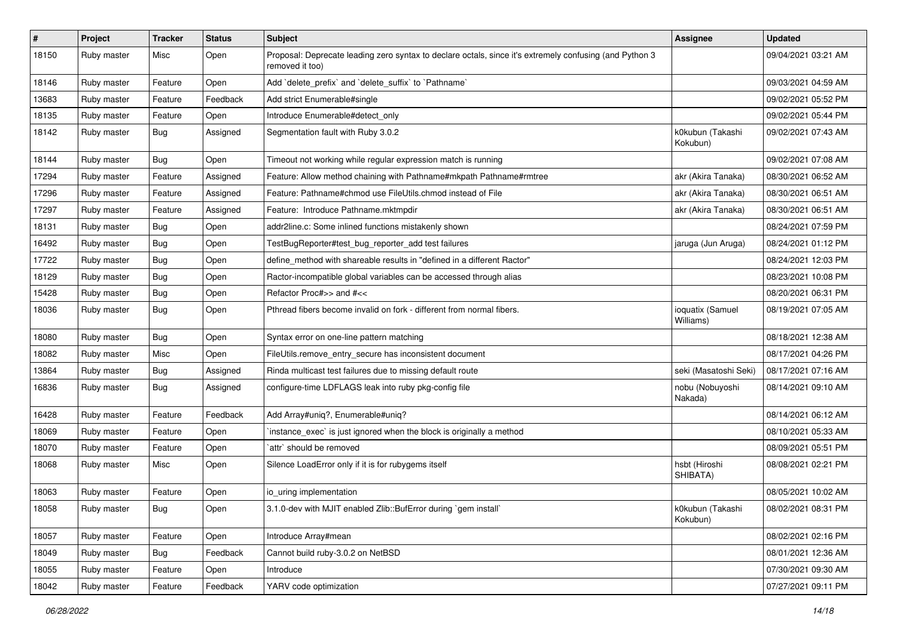| # | Project | Tracker | Status | Subject | Assignee | Updated |
| --- | --- | --- | --- | --- | --- | --- |
| 18150 | Ruby master | Misc | Open | Proposal: Deprecate leading zero syntax to declare octals, since it's extremely confusing (and Python 3 removed it too) | | 09/04/2021 03:21 AM |
| 18146 | Ruby master | Feature | Open | Add `delete_prefix` and `delete_suffix` to `Pathname` | | 09/03/2021 04:59 AM |
| 13683 | Ruby master | Feature | Feedback | Add strict Enumerable#single | | 09/02/2021 05:52 PM |
| 18135 | Ruby master | Feature | Open | Introduce Enumerable#detect_only | | 09/02/2021 05:44 PM |
| 18142 | Ruby master | Bug | Assigned | Segmentation fault with Ruby 3.0.2 | k0kubun (Takashi Kokubun) | 09/02/2021 07:43 AM |
| 18144 | Ruby master | Bug | Open | Timeout not working while regular expression match is running | | 09/02/2021 07:08 AM |
| 17294 | Ruby master | Feature | Assigned | Feature: Allow method chaining with Pathname#mkpath Pathname#rmtree | akr (Akira Tanaka) | 08/30/2021 06:52 AM |
| 17296 | Ruby master | Feature | Assigned | Feature: Pathname#chmod use FileUtils.chmod instead of File | akr (Akira Tanaka) | 08/30/2021 06:51 AM |
| 17297 | Ruby master | Feature | Assigned | Feature: Introduce Pathname.mktmpdir | akr (Akira Tanaka) | 08/30/2021 06:51 AM |
| 18131 | Ruby master | Bug | Open | addr2line.c: Some inlined functions mistakenly shown | | 08/24/2021 07:59 PM |
| 16492 | Ruby master | Bug | Open | TestBugReporter#test_bug_reporter_add test failures | jaruga (Jun Aruga) | 08/24/2021 01:12 PM |
| 17722 | Ruby master | Bug | Open | define_method with shareable results in "defined in a different Ractor" | | 08/24/2021 12:03 PM |
| 18129 | Ruby master | Bug | Open | Ractor-incompatible global variables can be accessed through alias | | 08/23/2021 10:08 PM |
| 15428 | Ruby master | Bug | Open | Refactor Proc#>> and #<< | | 08/20/2021 06:31 PM |
| 18036 | Ruby master | Bug | Open | Pthread fibers become invalid on fork - different from normal fibers. | ioquatix (Samuel Williams) | 08/19/2021 07:05 AM |
| 18080 | Ruby master | Bug | Open | Syntax error on one-line pattern matching | | 08/18/2021 12:38 AM |
| 18082 | Ruby master | Misc | Open | FileUtils.remove_entry_secure has inconsistent document | | 08/17/2021 04:26 PM |
| 13864 | Ruby master | Bug | Assigned | Rinda multicast test failures due to missing default route | seki (Masatoshi Seki) | 08/17/2021 07:16 AM |
| 16836 | Ruby master | Bug | Assigned | configure-time LDFLAGS leak into ruby pkg-config file | nobu (Nobuyoshi Nakada) | 08/14/2021 09:10 AM |
| 16428 | Ruby master | Feature | Feedback | Add Array#uniq?, Enumerable#uniq? | | 08/14/2021 06:12 AM |
| 18069 | Ruby master | Feature | Open | `instance_exec` is just ignored when the block is originally a method | | 08/10/2021 05:33 AM |
| 18070 | Ruby master | Feature | Open | `attr` should be removed | | 08/09/2021 05:51 PM |
| 18068 | Ruby master | Misc | Open | Silence LoadError only if it is for rubygems itself | hsbt (Hiroshi SHIBATA) | 08/08/2021 02:21 PM |
| 18063 | Ruby master | Feature | Open | io_uring implementation | | 08/05/2021 10:02 AM |
| 18058 | Ruby master | Bug | Open | 3.1.0-dev with MJIT enabled Zlib::BufError during `gem install` | k0kubun (Takashi Kokubun) | 08/02/2021 08:31 PM |
| 18057 | Ruby master | Feature | Open | Introduce Array#mean | | 08/02/2021 02:16 PM |
| 18049 | Ruby master | Bug | Feedback | Cannot build ruby-3.0.2 on NetBSD | | 08/01/2021 12:36 AM |
| 18055 | Ruby master | Feature | Open | Introduce | | 07/30/2021 09:30 AM |
| 18042 | Ruby master | Feature | Feedback | YARV code optimization | | 07/27/2021 09:11 PM |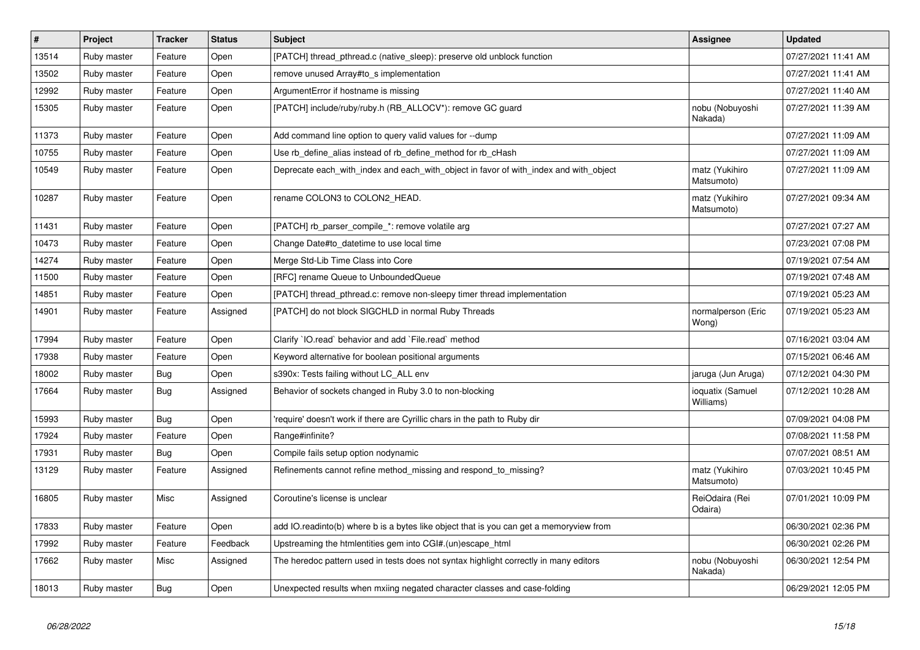| # | Project | Tracker | Status | Subject | Assignee | Updated |
| --- | --- | --- | --- | --- | --- | --- |
| 13514 | Ruby master | Feature | Open | [PATCH] thread_pthread.c (native_sleep): preserve old unblock function | | 07/27/2021 11:41 AM |
| 13502 | Ruby master | Feature | Open | remove unused Array#to_s implementation | | 07/27/2021 11:41 AM |
| 12992 | Ruby master | Feature | Open | ArgumentError if hostname is missing | | 07/27/2021 11:40 AM |
| 15305 | Ruby master | Feature | Open | [PATCH] include/ruby/ruby.h (RB_ALLOCV*): remove GC guard | nobu (Nobuyoshi Nakada) | 07/27/2021 11:39 AM |
| 11373 | Ruby master | Feature | Open | Add command line option to query valid values for --dump | | 07/27/2021 11:09 AM |
| 10755 | Ruby master | Feature | Open | Use rb_define_alias instead of rb_define_method for rb_cHash | | 07/27/2021 11:09 AM |
| 10549 | Ruby master | Feature | Open | Deprecate each_with_index and each_with_object in favor of with_index and with_object | matz (Yukihiro Matsumoto) | 07/27/2021 11:09 AM |
| 10287 | Ruby master | Feature | Open | rename COLON3 to COLON2_HEAD. | matz (Yukihiro Matsumoto) | 07/27/2021 09:34 AM |
| 11431 | Ruby master | Feature | Open | [PATCH] rb_parser_compile_*: remove volatile arg | | 07/27/2021 07:27 AM |
| 10473 | Ruby master | Feature | Open | Change Date#to_datetime to use local time | | 07/23/2021 07:08 PM |
| 14274 | Ruby master | Feature | Open | Merge Std-Lib Time Class into Core | | 07/19/2021 07:54 AM |
| 11500 | Ruby master | Feature | Open | [RFC] rename Queue to UnboundedQueue | | 07/19/2021 07:48 AM |
| 14851 | Ruby master | Feature | Open | [PATCH] thread_pthread.c: remove non-sleepy timer thread implementation | | 07/19/2021 05:23 AM |
| 14901 | Ruby master | Feature | Assigned | [PATCH] do not block SIGCHLD in normal Ruby Threads | normalperson (Eric Wong) | 07/19/2021 05:23 AM |
| 17994 | Ruby master | Feature | Open | Clarify `IO.read` behavior and add `File.read` method | | 07/16/2021 03:04 AM |
| 17938 | Ruby master | Feature | Open | Keyword alternative for boolean positional arguments | | 07/15/2021 06:46 AM |
| 18002 | Ruby master | Bug | Open | s390x: Tests failing without LC_ALL env | jaruga (Jun Aruga) | 07/12/2021 04:30 PM |
| 17664 | Ruby master | Bug | Assigned | Behavior of sockets changed in Ruby 3.0 to non-blocking | ioquatix (Samuel Williams) | 07/12/2021 10:28 AM |
| 15993 | Ruby master | Bug | Open | 'require' doesn't work if there are Cyrillic chars in the path to Ruby dir | | 07/09/2021 04:08 PM |
| 17924 | Ruby master | Feature | Open | Range#infinite? | | 07/08/2021 11:58 PM |
| 17931 | Ruby master | Bug | Open | Compile fails setup option nodynamic | | 07/07/2021 08:51 AM |
| 13129 | Ruby master | Feature | Assigned | Refinements cannot refine method_missing and respond_to_missing? | matz (Yukihiro Matsumoto) | 07/03/2021 10:45 PM |
| 16805 | Ruby master | Misc | Assigned | Coroutine's license is unclear | ReiOdaira (Rei Odaira) | 07/01/2021 10:09 PM |
| 17833 | Ruby master | Feature | Open | add IO.readinto(b) where b is a bytes like object that is you can get a memoryview from | | 06/30/2021 02:36 PM |
| 17992 | Ruby master | Feature | Feedback | Upstreaming the htmlentities gem into CGI#.(un)escape_html | | 06/30/2021 02:26 PM |
| 17662 | Ruby master | Misc | Assigned | The heredoc pattern used in tests does not syntax highlight correctly in many editors | nobu (Nobuyoshi Nakada) | 06/30/2021 12:54 PM |
| 18013 | Ruby master | Bug | Open | Unexpected results when mxiing negated character classes and case-folding | | 06/29/2021 12:05 PM |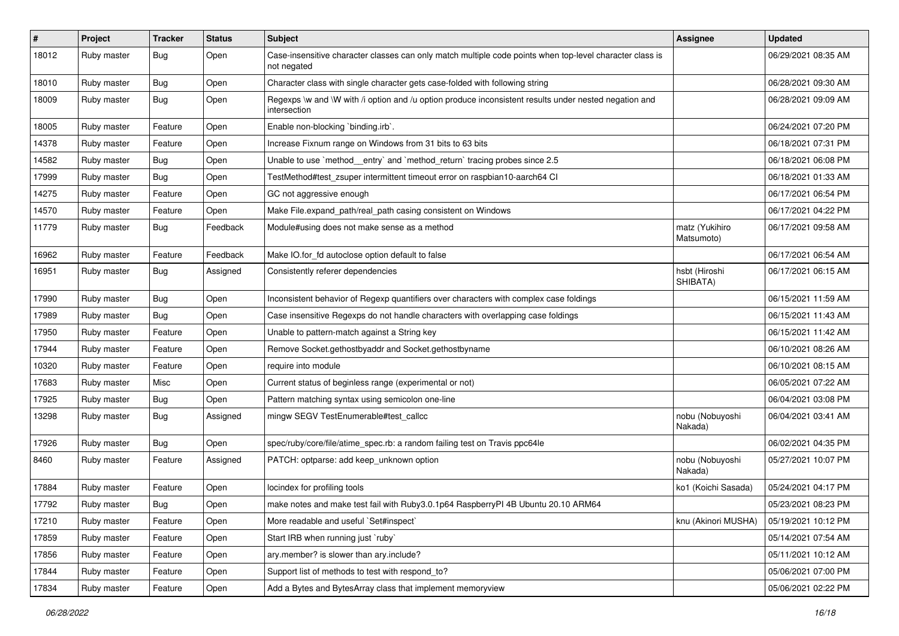| # | Project | Tracker | Status | Subject | Assignee | Updated |
|---|---|---|---|---|---|---|
| 18012 | Ruby master | Bug | Open | Case-insensitive character classes can only match multiple code points when top-level character class is not negated | | 06/29/2021 08:35 AM |
| 18010 | Ruby master | Bug | Open | Character class with single character gets case-folded with following string | | 06/28/2021 09:30 AM |
| 18009 | Ruby master | Bug | Open | Regexps \w and \W with /i option and /u option produce inconsistent results under nested negation and intersection | | 06/28/2021 09:09 AM |
| 18005 | Ruby master | Feature | Open | Enable non-blocking `binding.irb`. | | 06/24/2021 07:20 PM |
| 14378 | Ruby master | Feature | Open | Increase Fixnum range on Windows from 31 bits to 63 bits | | 06/18/2021 07:31 PM |
| 14582 | Ruby master | Bug | Open | Unable to use `method__entry` and `method_return` tracing probes since 2.5 | | 06/18/2021 06:08 PM |
| 17999 | Ruby master | Bug | Open | TestMethod#test_zsuper intermittent timeout error on raspbian10-aarch64 CI | | 06/18/2021 01:33 AM |
| 14275 | Ruby master | Feature | Open | GC not aggressive enough | | 06/17/2021 06:54 PM |
| 14570 | Ruby master | Feature | Open | Make File.expand_path/real_path casing consistent on Windows | | 06/17/2021 04:22 PM |
| 11779 | Ruby master | Bug | Feedback | Module#using does not make sense as a method | matz (Yukihiro Matsumoto) | 06/17/2021 09:58 AM |
| 16962 | Ruby master | Feature | Feedback | Make IO.for_fd autoclose option default to false | | 06/17/2021 06:54 AM |
| 16951 | Ruby master | Bug | Assigned | Consistently referer dependencies | hsbt (Hiroshi SHIBATA) | 06/17/2021 06:15 AM |
| 17990 | Ruby master | Bug | Open | Inconsistent behavior of Regexp quantifiers over characters with complex case foldings | | 06/15/2021 11:59 AM |
| 17989 | Ruby master | Bug | Open | Case insensitive Regexps do not handle characters with overlapping case foldings | | 06/15/2021 11:43 AM |
| 17950 | Ruby master | Feature | Open | Unable to pattern-match against a String key | | 06/15/2021 11:42 AM |
| 17944 | Ruby master | Feature | Open | Remove Socket.gethostbyaddr and Socket.gethostbyname | | 06/10/2021 08:26 AM |
| 10320 | Ruby master | Feature | Open | require into module | | 06/10/2021 08:15 AM |
| 17683 | Ruby master | Misc | Open | Current status of beginless range (experimental or not) | | 06/05/2021 07:22 AM |
| 17925 | Ruby master | Bug | Open | Pattern matching syntax using semicolon one-line | | 06/04/2021 03:08 PM |
| 13298 | Ruby master | Bug | Assigned | mingw SEGV TestEnumerable#test_callcc | nobu (Nobuyoshi Nakada) | 06/04/2021 03:41 AM |
| 17926 | Ruby master | Bug | Open | spec/ruby/core/file/atime_spec.rb: a random failing test on Travis ppc64le | | 06/02/2021 04:35 PM |
| 8460 | Ruby master | Feature | Assigned | PATCH: optparse: add keep_unknown option | nobu (Nobuyoshi Nakada) | 05/27/2021 10:07 PM |
| 17884 | Ruby master | Feature | Open | locindex for profiling tools | ko1 (Koichi Sasada) | 05/24/2021 04:17 PM |
| 17792 | Ruby master | Bug | Open | make notes and make test fail with Ruby3.0.1p64 RaspberryPI 4B Ubuntu 20.10 ARM64 | | 05/23/2021 08:23 PM |
| 17210 | Ruby master | Feature | Open | More readable and useful `Set#inspect` | knu (Akinori MUSHA) | 05/19/2021 10:12 PM |
| 17859 | Ruby master | Feature | Open | Start IRB when running just `ruby` | | 05/14/2021 07:54 AM |
| 17856 | Ruby master | Feature | Open | ary.member? is slower than ary.include? | | 05/11/2021 10:12 AM |
| 17844 | Ruby master | Feature | Open | Support list of methods to test with respond_to? | | 05/06/2021 07:00 PM |
| 17834 | Ruby master | Feature | Open | Add a Bytes and BytesArray class that implement memoryview | | 05/06/2021 02:22 PM |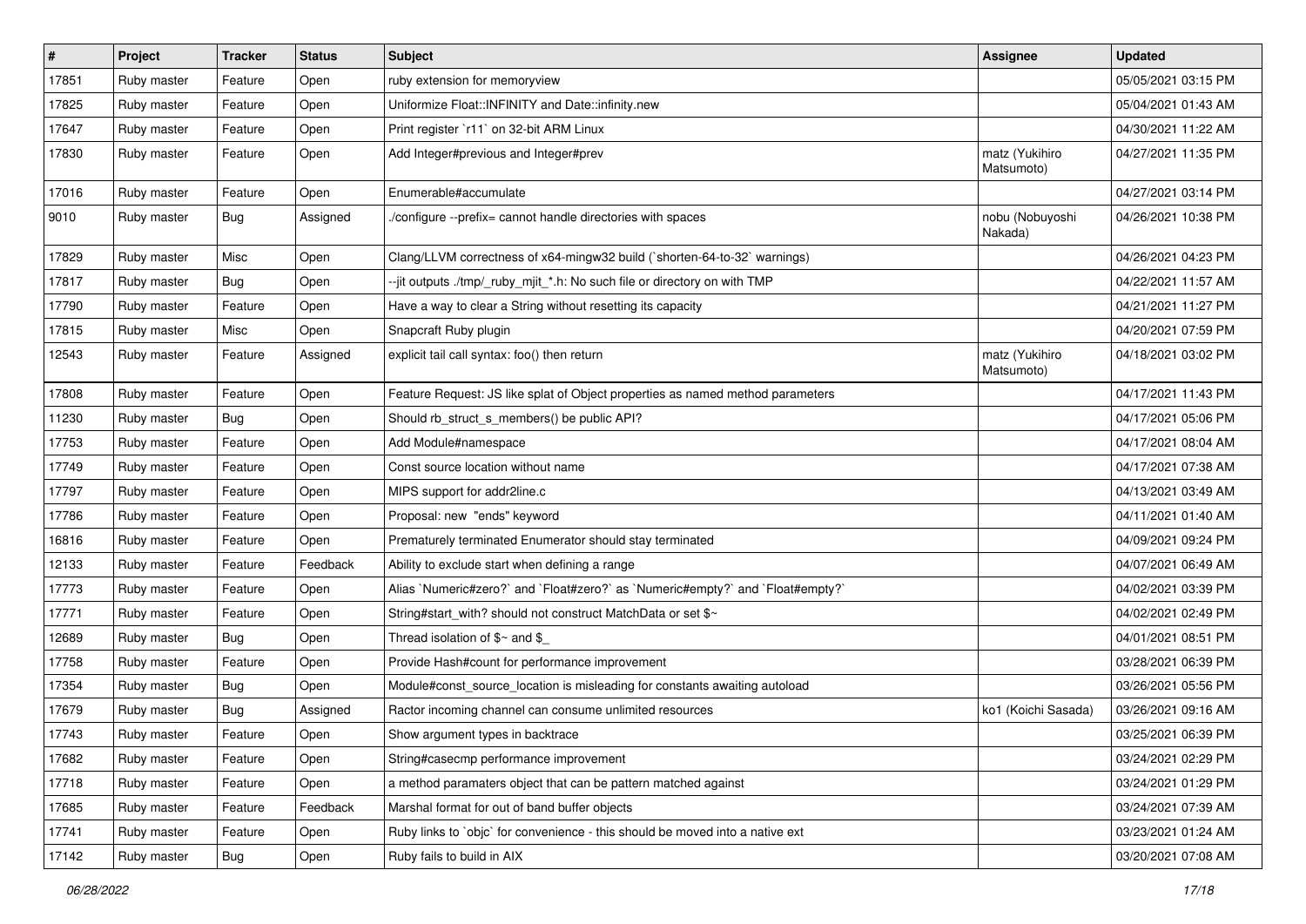| # | Project | Tracker | Status | Subject | Assignee | Updated |
|---|---|---|---|---|---|---|
| 17851 | Ruby master | Feature | Open | ruby extension for memoryview | | 05/05/2021 03:15 PM |
| 17825 | Ruby master | Feature | Open | Uniformize Float::INFINITY and Date::infinity.new | | 05/04/2021 01:43 AM |
| 17647 | Ruby master | Feature | Open | Print register `r11` on 32-bit ARM Linux | | 04/30/2021 11:22 AM |
| 17830 | Ruby master | Feature | Open | Add Integer#previous and Integer#prev | matz (Yukihiro Matsumoto) | 04/27/2021 11:35 PM |
| 17016 | Ruby master | Feature | Open | Enumerable#accumulate | | 04/27/2021 03:14 PM |
| 9010 | Ruby master | Bug | Assigned | ./configure --prefix= cannot handle directories with spaces | nobu (Nobuyoshi Nakada) | 04/26/2021 10:38 PM |
| 17829 | Ruby master | Misc | Open | Clang/LLVM correctness of x64-mingw32 build (`shorten-64-to-32` warnings) | | 04/26/2021 04:23 PM |
| 17817 | Ruby master | Bug | Open | --jit outputs ./tmp/_ruby_mjit_*.h: No such file or directory on with TMP | | 04/22/2021 11:57 AM |
| 17790 | Ruby master | Feature | Open | Have a way to clear a String without resetting its capacity | | 04/21/2021 11:27 PM |
| 17815 | Ruby master | Misc | Open | Snapcraft Ruby plugin | | 04/20/2021 07:59 PM |
| 12543 | Ruby master | Feature | Assigned | explicit tail call syntax: foo() then return | matz (Yukihiro Matsumoto) | 04/18/2021 03:02 PM |
| 17808 | Ruby master | Feature | Open | Feature Request: JS like splat of Object properties as named method parameters | | 04/17/2021 11:43 PM |
| 11230 | Ruby master | Bug | Open | Should rb_struct_s_members() be public API? | | 04/17/2021 05:06 PM |
| 17753 | Ruby master | Feature | Open | Add Module#namespace | | 04/17/2021 08:04 AM |
| 17749 | Ruby master | Feature | Open | Const source location without name | | 04/17/2021 07:38 AM |
| 17797 | Ruby master | Feature | Open | MIPS support for addr2line.c | | 04/13/2021 03:49 AM |
| 17786 | Ruby master | Feature | Open | Proposal: new "ends" keyword | | 04/11/2021 01:40 AM |
| 16816 | Ruby master | Feature | Open | Prematurely terminated Enumerator should stay terminated | | 04/09/2021 09:24 PM |
| 12133 | Ruby master | Feature | Feedback | Ability to exclude start when defining a range | | 04/07/2021 06:49 AM |
| 17773 | Ruby master | Feature | Open | Alias `Numeric#zero?` and `Float#zero?` as `Numeric#empty?` and `Float#empty?` | | 04/02/2021 03:39 PM |
| 17771 | Ruby master | Feature | Open | String#start_with? should not construct MatchData or set $~ | | 04/02/2021 02:49 PM |
| 12689 | Ruby master | Bug | Open | Thread isolation of $~ and $_ | | 04/01/2021 08:51 PM |
| 17758 | Ruby master | Feature | Open | Provide Hash#count for performance improvement | | 03/28/2021 06:39 PM |
| 17354 | Ruby master | Bug | Open | Module#const_source_location is misleading for constants awaiting autoload | | 03/26/2021 05:56 PM |
| 17679 | Ruby master | Bug | Assigned | Ractor incoming channel can consume unlimited resources | ko1 (Koichi Sasada) | 03/26/2021 09:16 AM |
| 17743 | Ruby master | Feature | Open | Show argument types in backtrace | | 03/25/2021 06:39 PM |
| 17682 | Ruby master | Feature | Open | String#casecmp performance improvement | | 03/24/2021 02:29 PM |
| 17718 | Ruby master | Feature | Open | a method paramaters object that can be pattern matched against | | 03/24/2021 01:29 PM |
| 17685 | Ruby master | Feature | Feedback | Marshal format for out of band buffer objects | | 03/24/2021 07:39 AM |
| 17741 | Ruby master | Feature | Open | Ruby links to `objc` for convenience - this should be moved into a native ext | | 03/23/2021 01:24 AM |
| 17142 | Ruby master | Bug | Open | Ruby fails to build in AIX | | 03/20/2021 07:08 AM |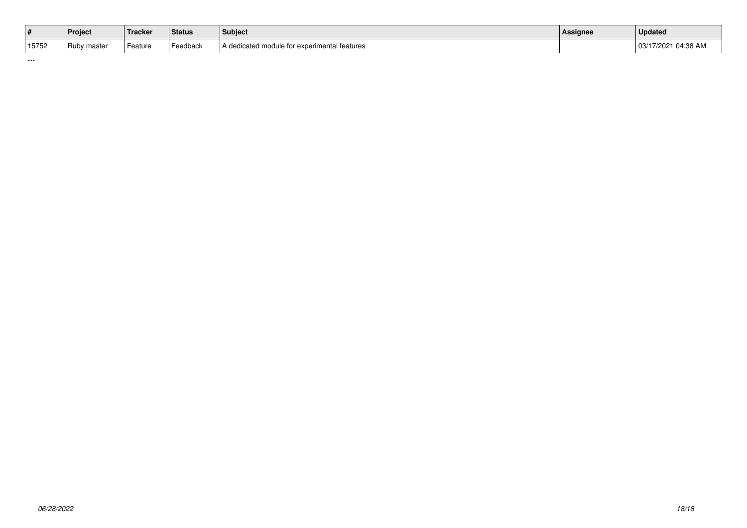| # | Project | Tracker | Status | Subject | Assignee | Updated |
|---|---|---|---|---|---|---|
| 15752 | Ruby master | Feature | Feedback | A dedicated module for experimental features | | 03/17/2021 04:38 AM |

...